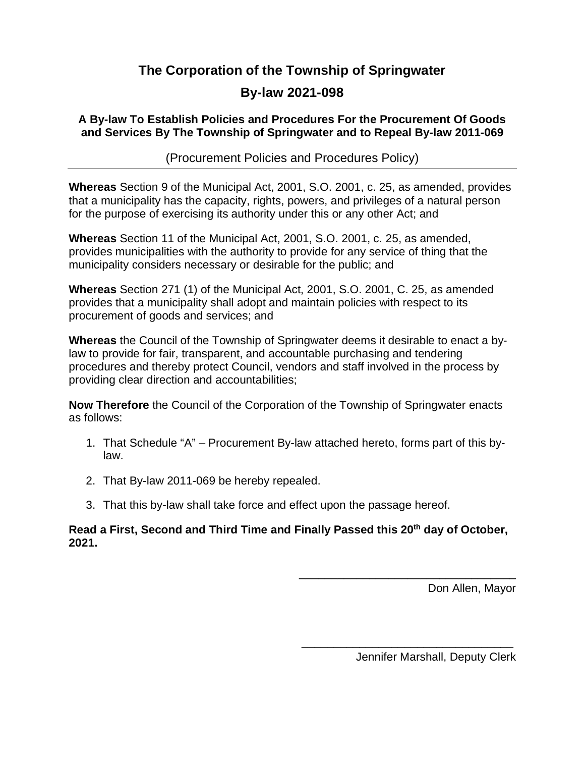# The Corporation of the Township of Springwater

## By-law 2021-098

### A By-law To Establish Policies and Procedures For the Procurement Of Goods and Services By The Township of Springwater and to Repeal By-law 2011-069

(Procurement Policies and Procedures Policy)

---

**Whereas** Section 9 of the Municipal Act, 2001, S.O. 2001, c. 25, as amended, provides that a municipality has the capacity, rights, powers, and privileges of a natural person for the purpose of exercising its authority under this or any other Act; and

**Whereas** Section 11 of the Municipal Act, 2001, S.O. 2001, c. 25, as amended, provides municipalities with the authority to provide for any service of thing that the municipality considers necessary or desirable for the public; and

**Whereas** Section 271 (1) of the Municipal Act, 2001, S.O. 2001, C. 25, as amended provides that a municipality shall adopt and maintain policies with respect to its procurement of goods and services; and

**Whereas** the Council of the Township of Springwater deems it desirable to enact a by-law to provide for fair, transparent, and accountable purchasing and tendering procedures and thereby protect Council, vendors and staff involved in the process by providing clear direction and accountabilities;

**Now Therefore** the Council of the Corporation of the Township of Springwater enacts as follows:

1. That Schedule "A" – Procurement By-law attached hereto, forms part of this by-law.

2. That By-law 2011-069 be hereby repealed.

3. That this by-law shall take force and effect upon the passage hereof.

**Read a First, Second and Third Time and Finally Passed this 20th day of October, 2021.**

\_\_\_\_\_\_\_\_\_\_\_\_\_\_\_\_\_\_\_\_\_\_\_\_\_\_\_\_\_\_\_\_\_\_
Don Allen, Mayor

\_\_\_\_\_\_\_\_\_\_\_\_\_\_\_\_\_\_\_\_\_\_\_\_\_\_\_\_\_\_\_\_\_\_
Jennifer Marshall, Deputy Clerk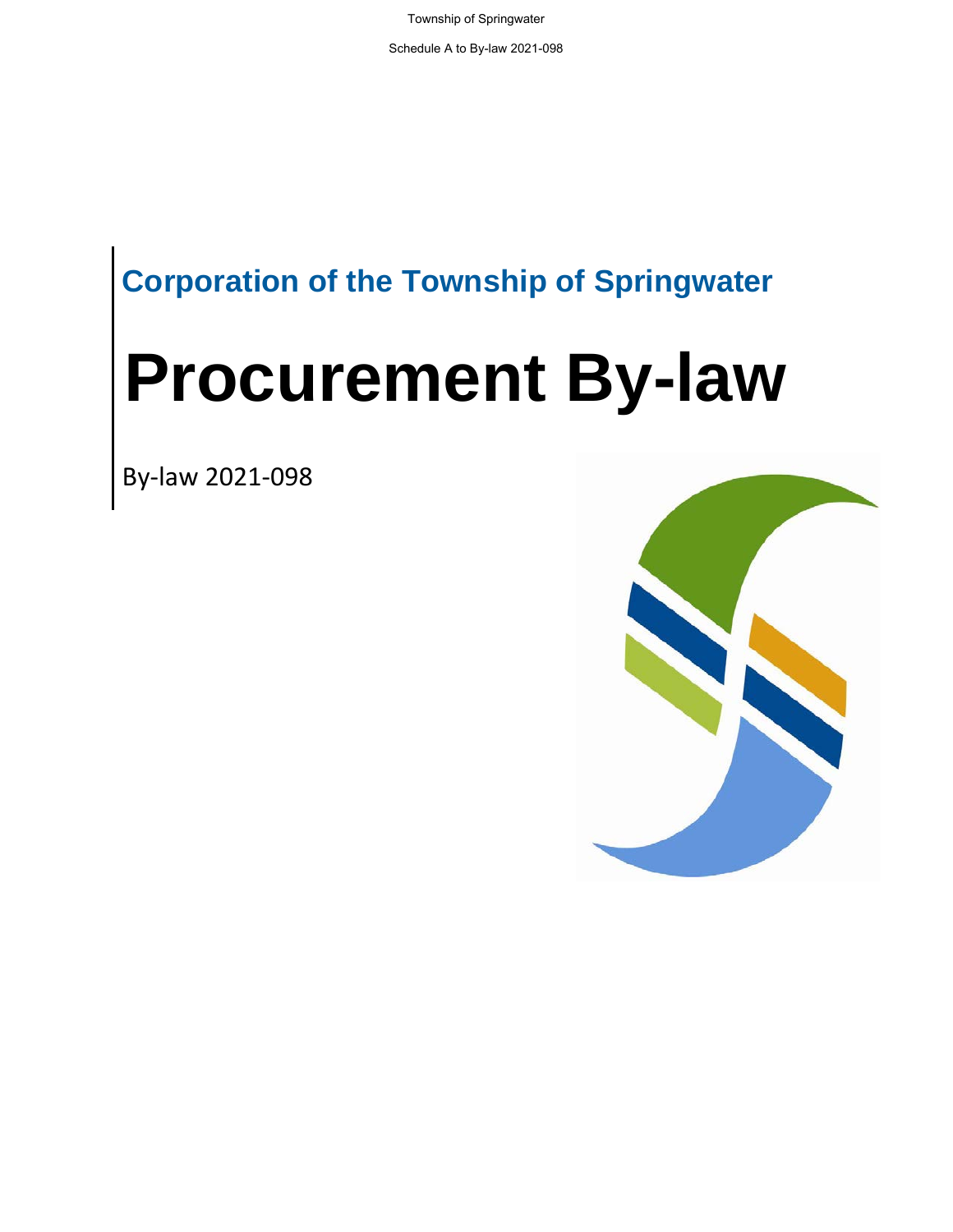**Corporation of the Township of Springwater**

# Procurement By-law

By-law 2021-098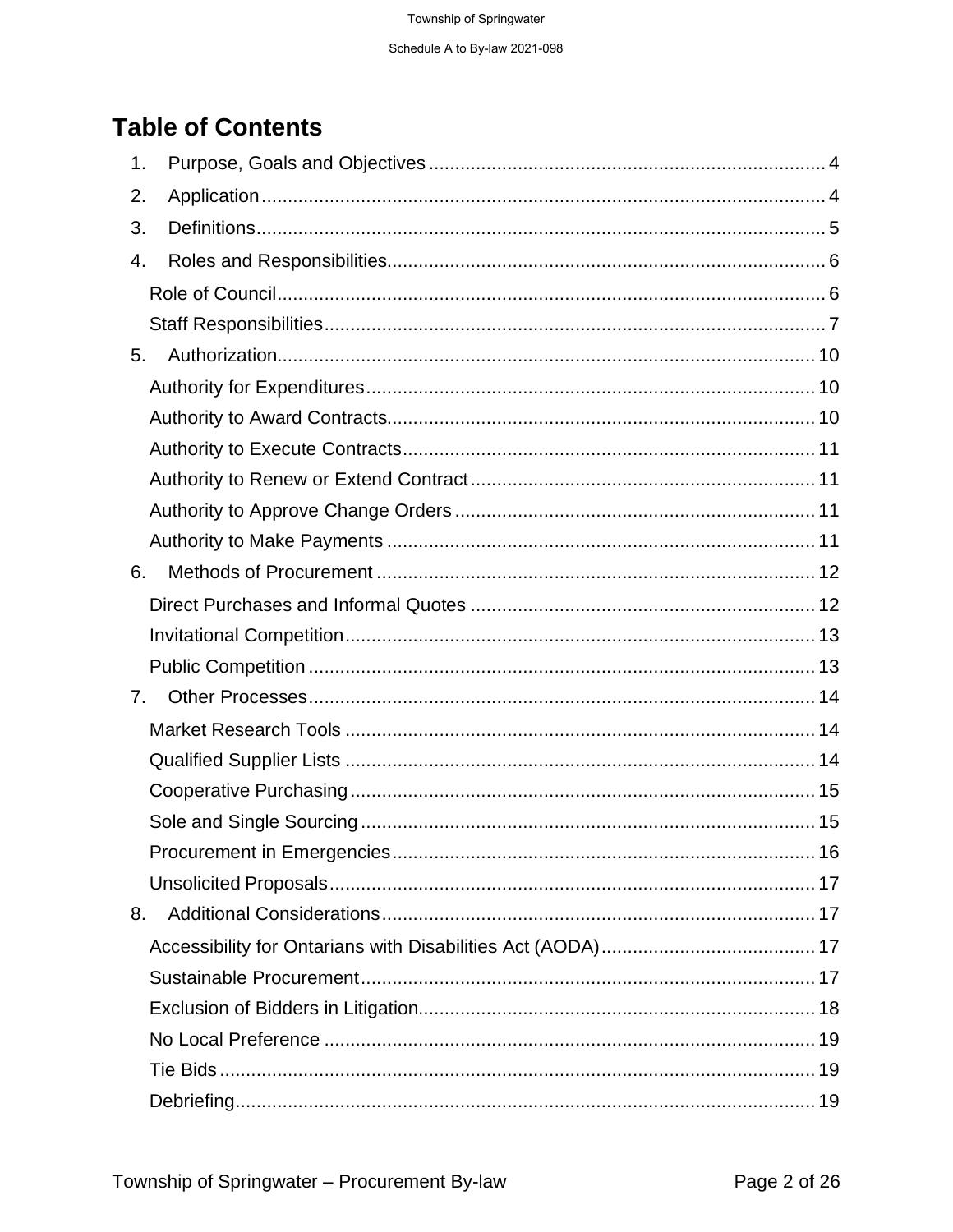# Table of Contents

1. Purpose, Goals and Objectives ........................................................................... 4
2. Application ........................................................................................................... 4
3. Definitions ............................................................................................................ 5
4. Roles and Responsibilities .................................................................................. 6
   - Role of Council ........................................................................................................ 6
   - Staff Responsibilities ............................................................................................... 7
5. Authorization ...................................................................................................... 10
   - Authority for Expenditures ..................................................................................... 10
   - Authority to Award Contracts ................................................................................. 10
   - Authority to Execute Contracts .............................................................................. 11
   - Authority to Renew or Extend Contract ................................................................. 11
   - Authority to Approve Change Orders .................................................................... 11
   - Authority to Make Payments ................................................................................. 11
6. Methods of Procurement ................................................................................... 12
   - Direct Purchases and Informal Quotes ................................................................. 12
   - Invitational Competition ......................................................................................... 13
   - Public Competition ................................................................................................ 13
7. Other Processes ................................................................................................ 14
   - Market Research Tools ......................................................................................... 14
   - Qualified Supplier Lists ......................................................................................... 14
   - Cooperative Purchasing ........................................................................................ 15
   - Sole and Single Sourcing ...................................................................................... 15
   - Procurement in Emergencies ................................................................................ 16
   - Unsolicited Proposals ............................................................................................ 17
8. Additional Considerations .................................................................................. 17
   - Accessibility for Ontarians with Disabilities Act (AODA) ......................................... 17
   - Sustainable Procurement ...................................................................................... 17
   - Exclusion of Bidders in Litigation ........................................................................... 18
   - No Local Preference ............................................................................................. 19
   - Tie Bids ................................................................................................................. 19
   - Debriefing .............................................................................................................. 19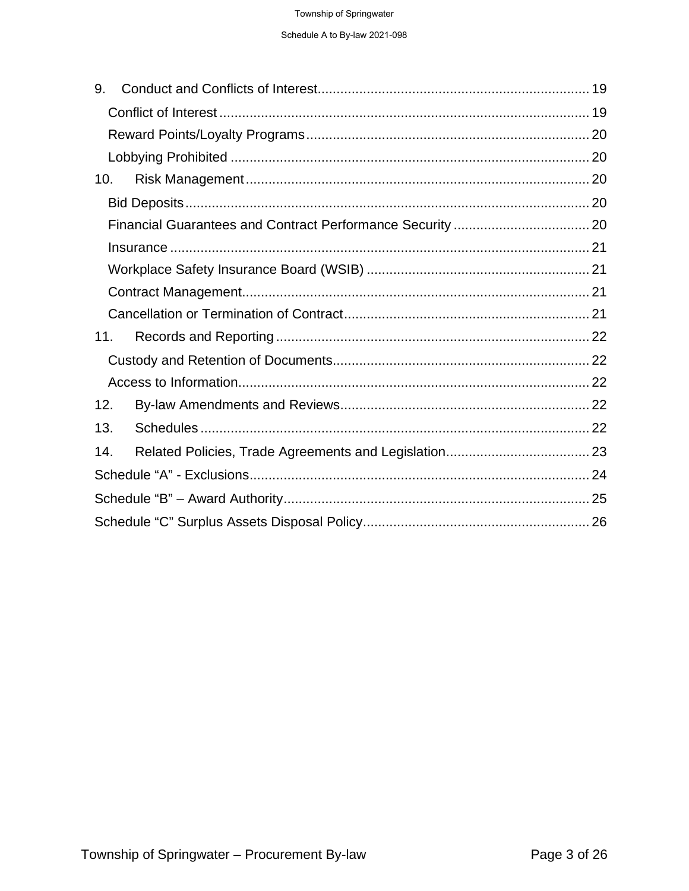9. Conduct and Conflicts of Interest....................................................................... 19

Conflict of Interest ................................................................................................ 19

Reward Points/Loyalty Programs.......................................................................... 20

Lobbying Prohibited ............................................................................................. 20

10. Risk Management.......................................................................................... 20

Bid Deposits.......................................................................................................... 20

Financial Guarantees and Contract Performance Security .................................... 20

Insurance .............................................................................................................. 21

Workplace Safety Insurance Board (WSIB) .......................................................... 21

Contract Management........................................................................................... 21

Cancellation or Termination of Contract................................................................ 21

11. Records and Reporting .................................................................................. 22

Custody and Retention of Documents................................................................... 22

Access to Information............................................................................................ 22

12. By-law Amendments and Reviews................................................................. 22

13. Schedules ...................................................................................................... 22

14. Related Policies, Trade Agreements and Legislation...................................... 23

Schedule “A” - Exclusions......................................................................................... 24

Schedule “B” – Award Authority................................................................................ 25

Schedule “C” Surplus Assets Disposal Policy........................................................... 26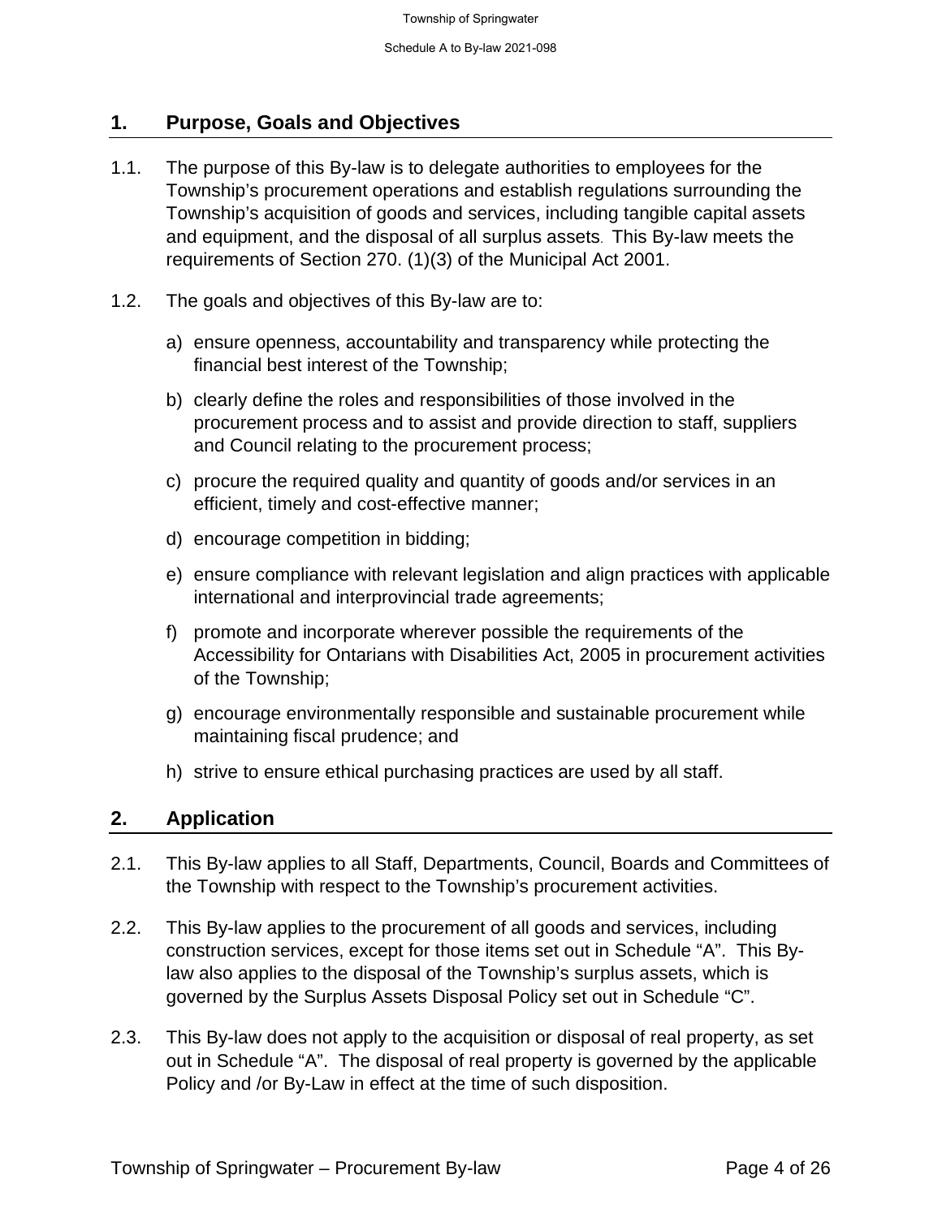## 1. Purpose, Goals and Objectives

1.1. The purpose of this By-law is to delegate authorities to employees for the Township's procurement operations and establish regulations surrounding the Township's acquisition of goods and services, including tangible capital assets and equipment, and the disposal of all surplus assets. This By-law meets the requirements of Section 270. (1)(3) of the Municipal Act 2001.

1.2. The goals and objectives of this By-law are to:

a) ensure openness, accountability and transparency while protecting the financial best interest of the Township;

b) clearly define the roles and responsibilities of those involved in the procurement process and to assist and provide direction to staff, suppliers and Council relating to the procurement process;

c) procure the required quality and quantity of goods and/or services in an efficient, timely and cost-effective manner;

d) encourage competition in bidding;

e) ensure compliance with relevant legislation and align practices with applicable international and interprovincial trade agreements;

f) promote and incorporate wherever possible the requirements of the Accessibility for Ontarians with Disabilities Act, 2005 in procurement activities of the Township;

g) encourage environmentally responsible and sustainable procurement while maintaining fiscal prudence; and

h) strive to ensure ethical purchasing practices are used by all staff.

## 2. Application

2.1. This By-law applies to all Staff, Departments, Council, Boards and Committees of the Township with respect to the Township's procurement activities.

2.2. This By-law applies to the procurement of all goods and services, including construction services, except for those items set out in Schedule "A". This By-law also applies to the disposal of the Township's surplus assets, which is governed by the Surplus Assets Disposal Policy set out in Schedule "C".

2.3. This By-law does not apply to the acquisition or disposal of real property, as set out in Schedule "A". The disposal of real property is governed by the applicable Policy and /or By-Law in effect at the time of such disposition.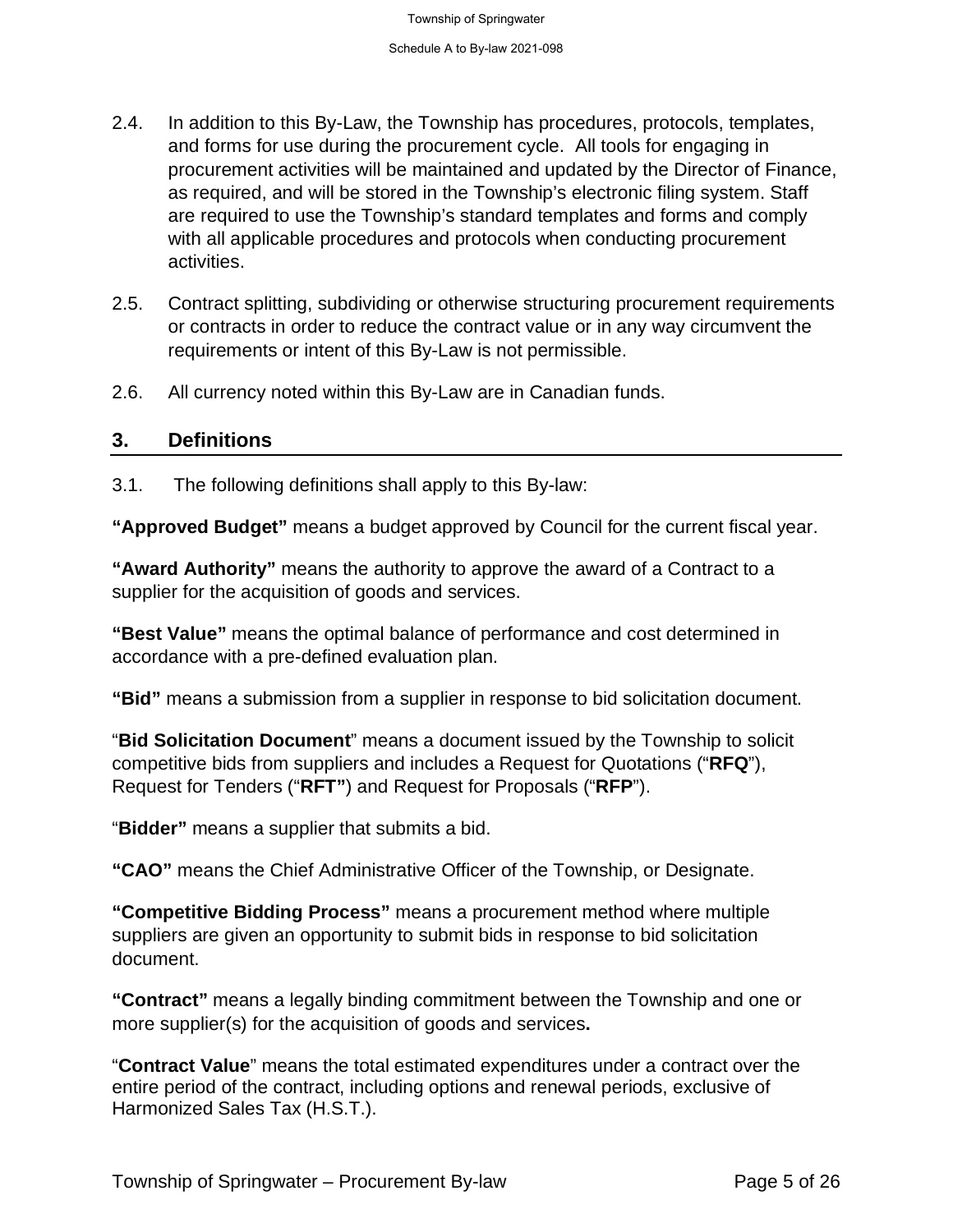2.4. In addition to this By-Law, the Township has procedures, protocols, templates, and forms for use during the procurement cycle. All tools for engaging in procurement activities will be maintained and updated by the Director of Finance, as required, and will be stored in the Township's electronic filing system. Staff are required to use the Township's standard templates and forms and comply with all applicable procedures and protocols when conducting procurement activities.

2.5. Contract splitting, subdividing or otherwise structuring procurement requirements or contracts in order to reduce the contract value or in any way circumvent the requirements or intent of this By-Law is not permissible.

2.6. All currency noted within this By-Law are in Canadian funds.

## 3. Definitions

3.1. The following definitions shall apply to this By-law:

**"Approved Budget"** means a budget approved by Council for the current fiscal year.

**"Award Authority"** means the authority to approve the award of a Contract to a supplier for the acquisition of goods and services.

**"Best Value"** means the optimal balance of performance and cost determined in accordance with a pre-defined evaluation plan.

**"Bid"** means a submission from a supplier in response to bid solicitation document.

"**Bid Solicitation Document**" means a document issued by the Township to solicit competitive bids from suppliers and includes a Request for Quotations ("**RFQ**"), Request for Tenders ("**RFT"**) and Request for Proposals ("**RFP**").

"**Bidder"** means a supplier that submits a bid.

**"CAO"** means the Chief Administrative Officer of the Township, or Designate.

**"Competitive Bidding Process"** means a procurement method where multiple suppliers are given an opportunity to submit bids in response to bid solicitation document.

**"Contract"** means a legally binding commitment between the Township and one or more supplier(s) for the acquisition of goods and services**.**

"**Contract Value**" means the total estimated expenditures under a contract over the entire period of the contract, including options and renewal periods, exclusive of Harmonized Sales Tax (H.S.T.).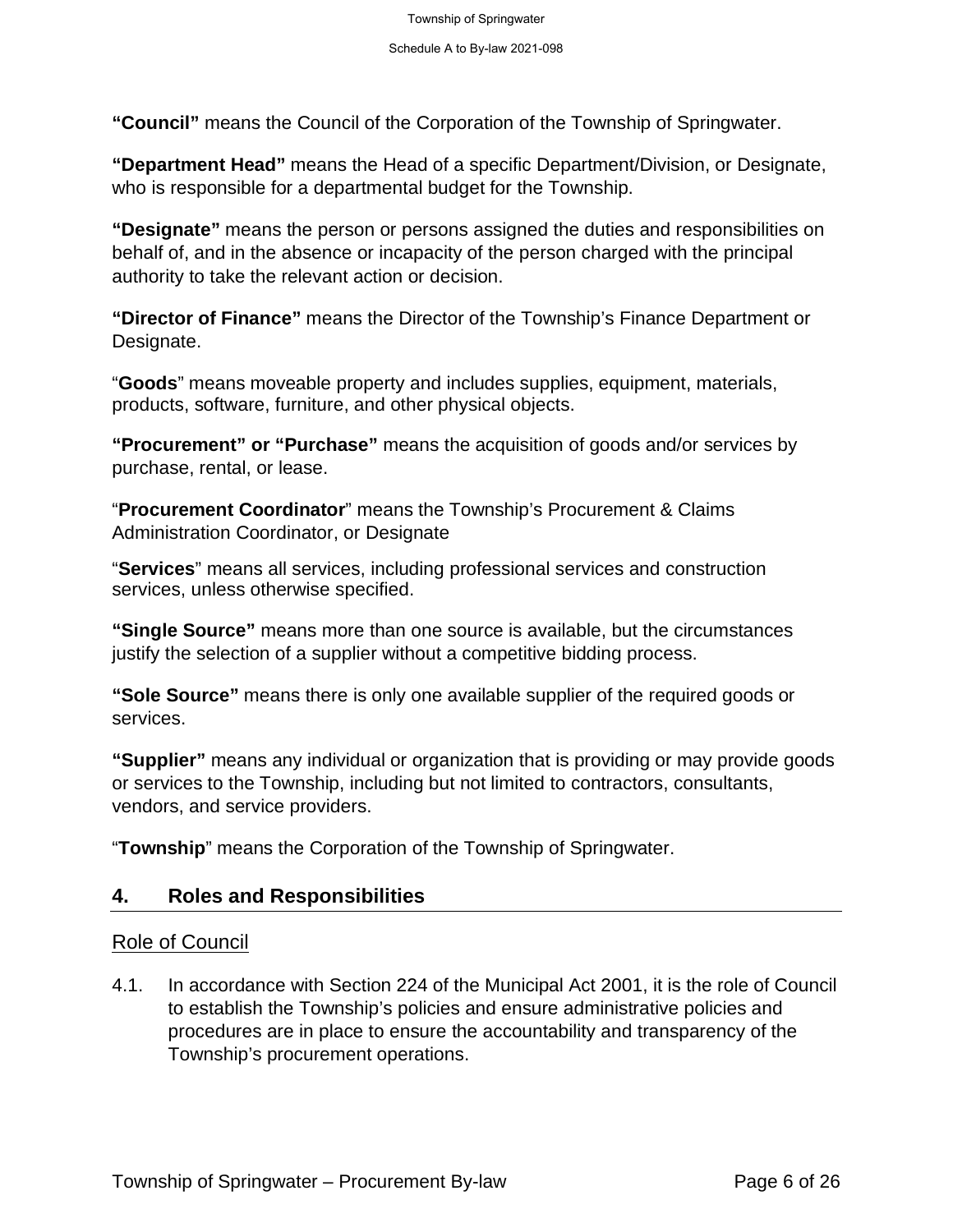**"Council"** means the Council of the Corporation of the Township of Springwater.

**"Department Head"** means the Head of a specific Department/Division, or Designate, who is responsible for a departmental budget for the Township.

**"Designate"** means the person or persons assigned the duties and responsibilities on behalf of, and in the absence or incapacity of the person charged with the principal authority to take the relevant action or decision.

**"Director of Finance"** means the Director of the Township's Finance Department or Designate.

"**Goods**" means moveable property and includes supplies, equipment, materials, products, software, furniture, and other physical objects.

**"Procurement" or "Purchase"** means the acquisition of goods and/or services by purchase, rental, or lease.

"**Procurement Coordinator**" means the Township's Procurement & Claims Administration Coordinator, or Designate

"**Services**" means all services, including professional services and construction services, unless otherwise specified.

**"Single Source"** means more than one source is available, but the circumstances justify the selection of a supplier without a competitive bidding process.

**"Sole Source"** means there is only one available supplier of the required goods or services.

**"Supplier"** means any individual or organization that is providing or may provide goods or services to the Township, including but not limited to contractors, consultants, vendors, and service providers.

"**Township**" means the Corporation of the Township of Springwater.

## 4. Roles and Responsibilities

### Role of Council

4.1. In accordance with Section 224 of the Municipal Act 2001, it is the role of Council to establish the Township's policies and ensure administrative policies and procedures are in place to ensure the accountability and transparency of the Township's procurement operations.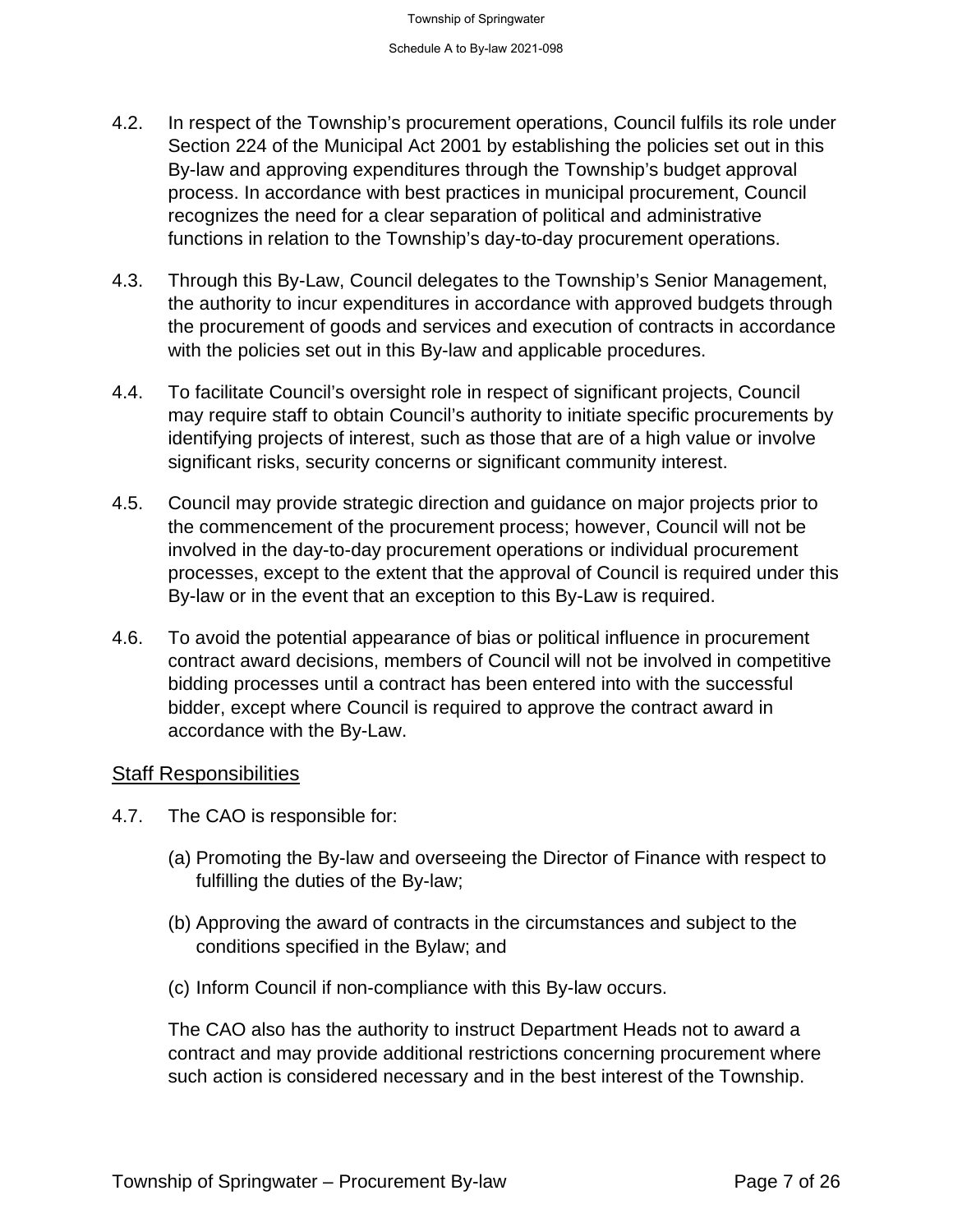4.2. In respect of the Township's procurement operations, Council fulfils its role under Section 224 of the Municipal Act 2001 by establishing the policies set out in this By-law and approving expenditures through the Township's budget approval process. In accordance with best practices in municipal procurement, Council recognizes the need for a clear separation of political and administrative functions in relation to the Township's day-to-day procurement operations.

4.3. Through this By-Law, Council delegates to the Township's Senior Management, the authority to incur expenditures in accordance with approved budgets through the procurement of goods and services and execution of contracts in accordance with the policies set out in this By-law and applicable procedures.

4.4. To facilitate Council's oversight role in respect of significant projects, Council may require staff to obtain Council's authority to initiate specific procurements by identifying projects of interest, such as those that are of a high value or involve significant risks, security concerns or significant community interest.

4.5. Council may provide strategic direction and guidance on major projects prior to the commencement of the procurement process; however, Council will not be involved in the day-to-day procurement operations or individual procurement processes, except to the extent that the approval of Council is required under this By-law or in the event that an exception to this By-Law is required.

4.6. To avoid the potential appearance of bias or political influence in procurement contract award decisions, members of Council will not be involved in competitive bidding processes until a contract has been entered into with the successful bidder, except where Council is required to approve the contract award in accordance with the By-Law.

## Staff Responsibilities

4.7. The CAO is responsible for:

(a) Promoting the By-law and overseeing the Director of Finance with respect to fulfilling the duties of the By-law;

(b) Approving the award of contracts in the circumstances and subject to the conditions specified in the Bylaw; and

(c) Inform Council if non-compliance with this By-law occurs.

The CAO also has the authority to instruct Department Heads not to award a contract and may provide additional restrictions concerning procurement where such action is considered necessary and in the best interest of the Township.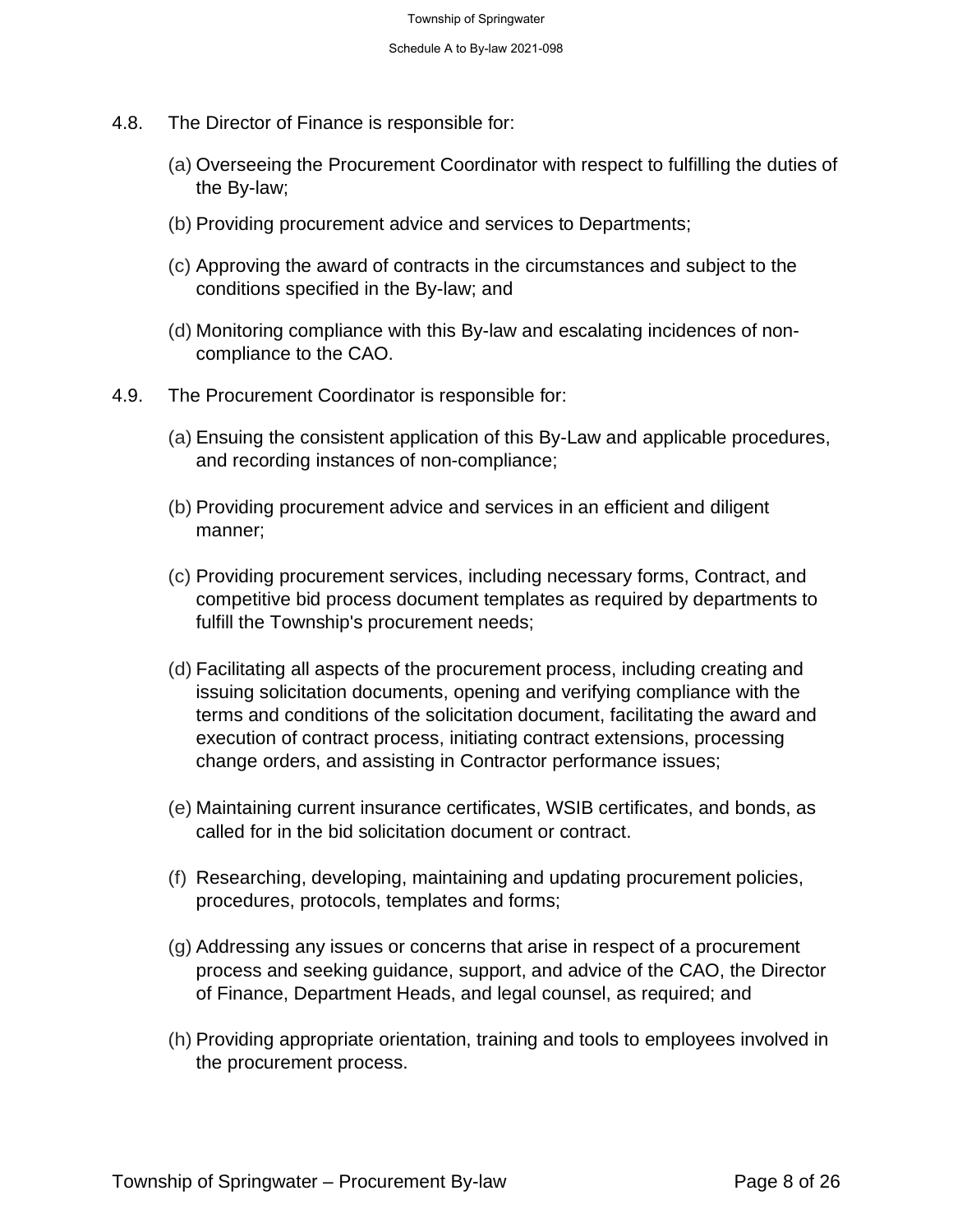4.8. The Director of Finance is responsible for:

(a) Overseeing the Procurement Coordinator with respect to fulfilling the duties of the By-law;

(b) Providing procurement advice and services to Departments;

(c) Approving the award of contracts in the circumstances and subject to the conditions specified in the By-law; and

(d) Monitoring compliance with this By-law and escalating incidences of non-compliance to the CAO.

4.9. The Procurement Coordinator is responsible for:

(a) Ensuing the consistent application of this By-Law and applicable procedures, and recording instances of non-compliance;

(b) Providing procurement advice and services in an efficient and diligent manner;

(c) Providing procurement services, including necessary forms, Contract, and competitive bid process document templates as required by departments to fulfill the Township's procurement needs;

(d) Facilitating all aspects of the procurement process, including creating and issuing solicitation documents, opening and verifying compliance with the terms and conditions of the solicitation document, facilitating the award and execution of contract process, initiating contract extensions, processing change orders, and assisting in Contractor performance issues;

(e) Maintaining current insurance certificates, WSIB certificates, and bonds, as called for in the bid solicitation document or contract.

(f) Researching, developing, maintaining and updating procurement policies, procedures, protocols, templates and forms;

(g) Addressing any issues or concerns that arise in respect of a procurement process and seeking guidance, support, and advice of the CAO, the Director of Finance, Department Heads, and legal counsel, as required; and

(h) Providing appropriate orientation, training and tools to employees involved in the procurement process.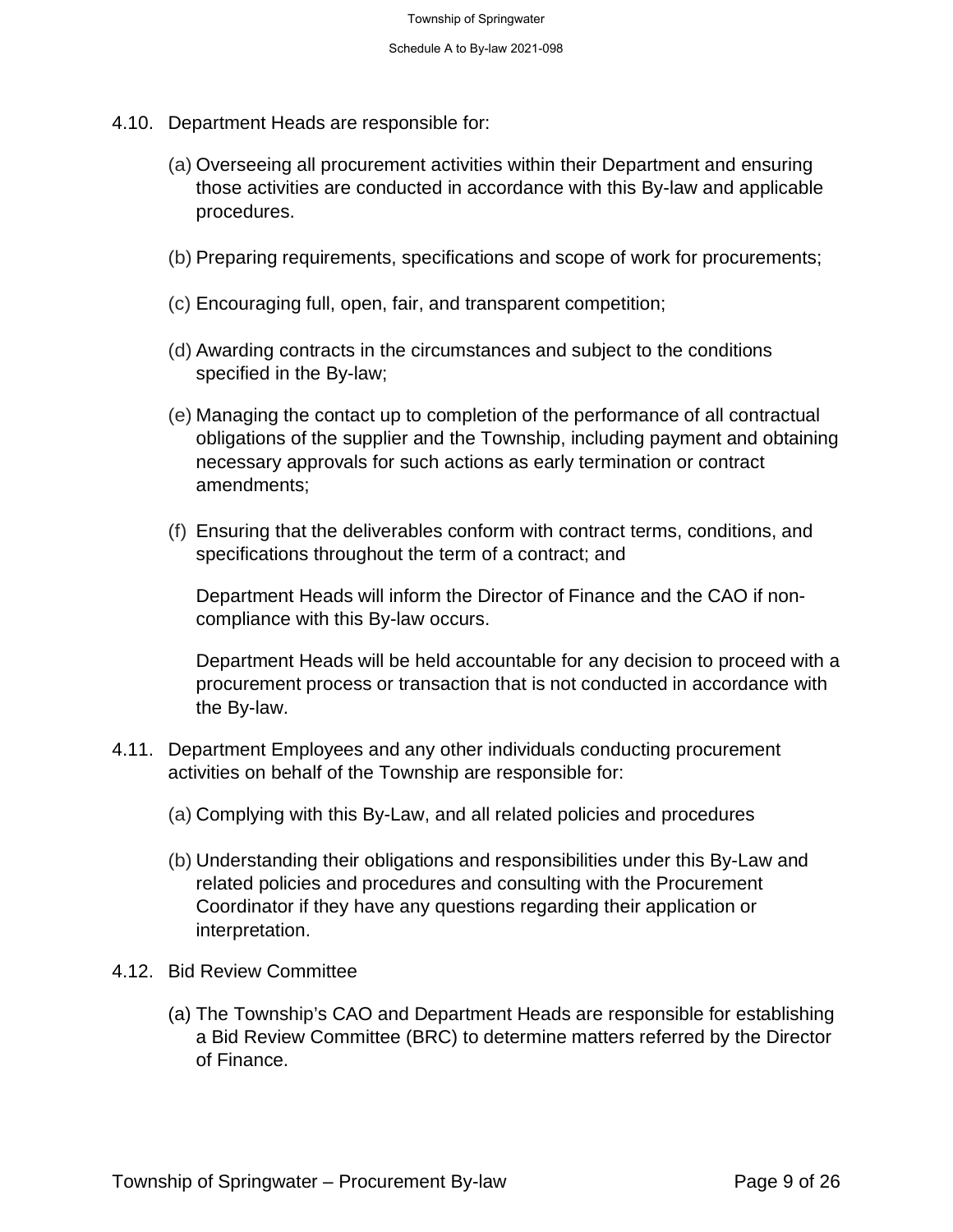4.10. Department Heads are responsible for:

(a) Overseeing all procurement activities within their Department and ensuring those activities are conducted in accordance with this By-law and applicable procedures.

(b) Preparing requirements, specifications and scope of work for procurements;

(c) Encouraging full, open, fair, and transparent competition;

(d) Awarding contracts in the circumstances and subject to the conditions specified in the By-law;

(e) Managing the contact up to completion of the performance of all contractual obligations of the supplier and the Township, including payment and obtaining necessary approvals for such actions as early termination or contract amendments;

(f) Ensuring that the deliverables conform with contract terms, conditions, and specifications throughout the term of a contract; and

Department Heads will inform the Director of Finance and the CAO if non-compliance with this By-law occurs.

Department Heads will be held accountable for any decision to proceed with a procurement process or transaction that is not conducted in accordance with the By-law.

4.11. Department Employees and any other individuals conducting procurement activities on behalf of the Township are responsible for:

(a) Complying with this By-Law, and all related policies and procedures

(b) Understanding their obligations and responsibilities under this By-Law and related policies and procedures and consulting with the Procurement Coordinator if they have any questions regarding their application or interpretation.

4.12. Bid Review Committee

(a) The Township's CAO and Department Heads are responsible for establishing a Bid Review Committee (BRC) to determine matters referred by the Director of Finance.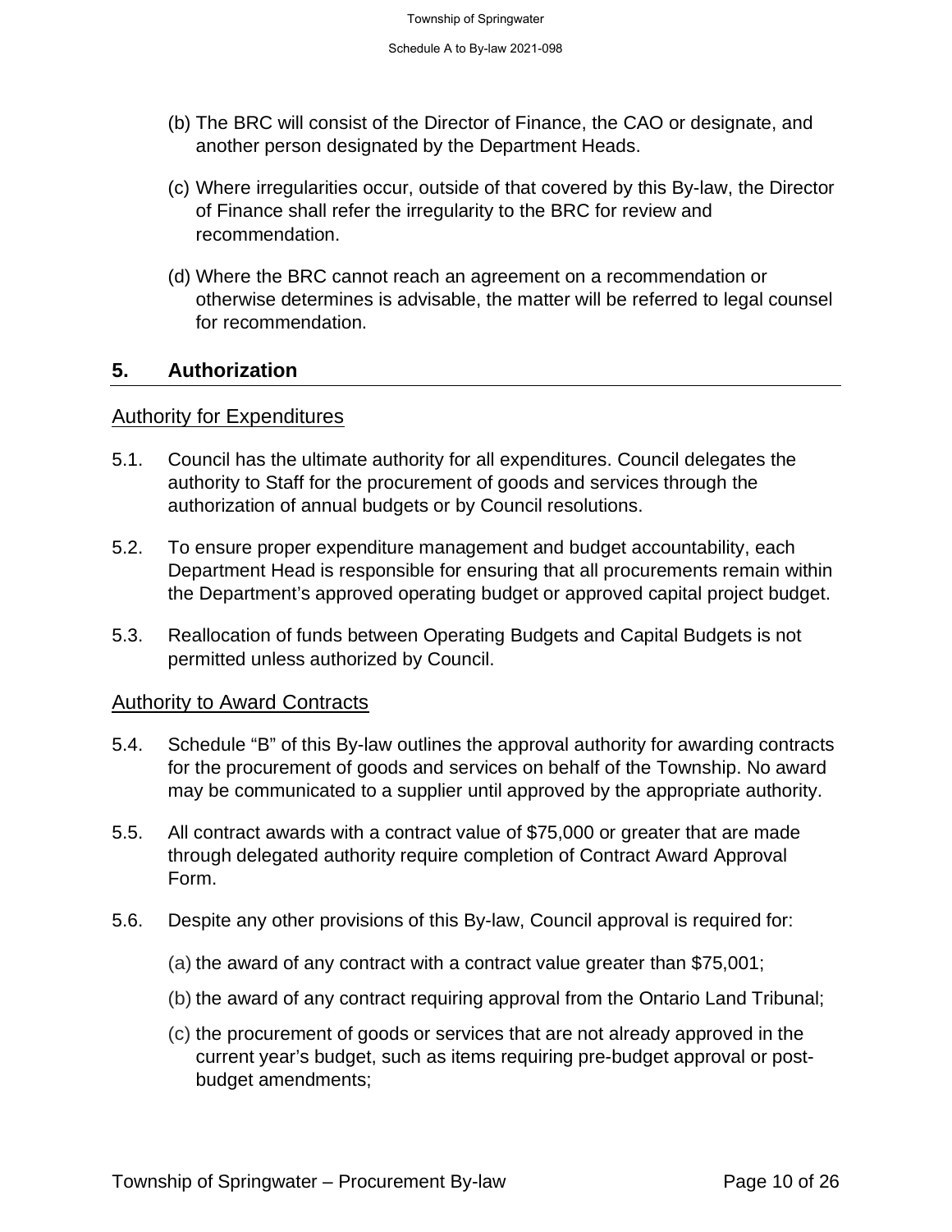(b) The BRC will consist of the Director of Finance, the CAO or designate, and another person designated by the Department Heads.

(c) Where irregularities occur, outside of that covered by this By-law, the Director of Finance shall refer the irregularity to the BRC for review and recommendation.

(d) Where the BRC cannot reach an agreement on a recommendation or otherwise determines is advisable, the matter will be referred to legal counsel for recommendation.

## 5. Authorization

### Authority for Expenditures

5.1. Council has the ultimate authority for all expenditures. Council delegates the authority to Staff for the procurement of goods and services through the authorization of annual budgets or by Council resolutions.

5.2. To ensure proper expenditure management and budget accountability, each Department Head is responsible for ensuring that all procurements remain within the Department's approved operating budget or approved capital project budget.

5.3. Reallocation of funds between Operating Budgets and Capital Budgets is not permitted unless authorized by Council.

### Authority to Award Contracts

5.4. Schedule "B" of this By-law outlines the approval authority for awarding contracts for the procurement of goods and services on behalf of the Township. No award may be communicated to a supplier until approved by the appropriate authority.

5.5. All contract awards with a contract value of $75,000 or greater that are made through delegated authority require completion of Contract Award Approval Form.

5.6. Despite any other provisions of this By-law, Council approval is required for:

(a) the award of any contract with a contract value greater than $75,001;

(b) the award of any contract requiring approval from the Ontario Land Tribunal;

(c) the procurement of goods or services that are not already approved in the current year's budget, such as items requiring pre-budget approval or post-budget amendments;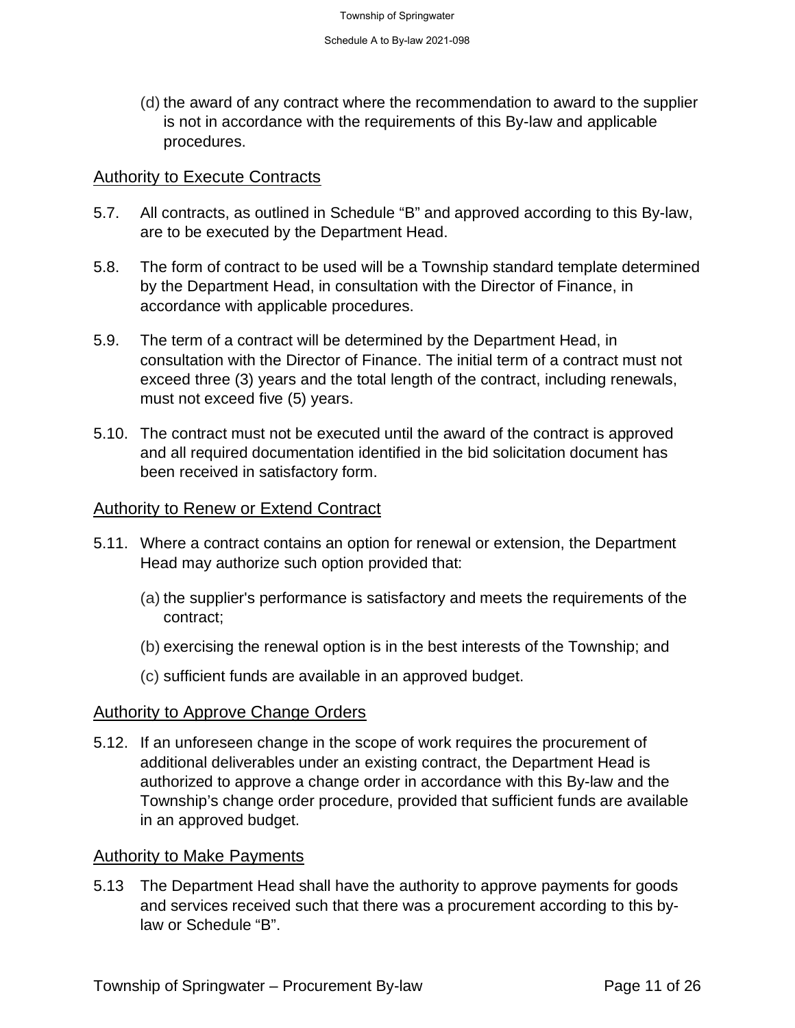(d) the award of any contract where the recommendation to award to the supplier is not in accordance with the requirements of this By-law and applicable procedures.

## Authority to Execute Contracts

5.7. All contracts, as outlined in Schedule "B" and approved according to this By-law, are to be executed by the Department Head.

5.8. The form of contract to be used will be a Township standard template determined by the Department Head, in consultation with the Director of Finance, in accordance with applicable procedures.

5.9. The term of a contract will be determined by the Department Head, in consultation with the Director of Finance. The initial term of a contract must not exceed three (3) years and the total length of the contract, including renewals, must not exceed five (5) years.

5.10. The contract must not be executed until the award of the contract is approved and all required documentation identified in the bid solicitation document has been received in satisfactory form.

## Authority to Renew or Extend Contract

5.11. Where a contract contains an option for renewal or extension, the Department Head may authorize such option provided that:

(a) the supplier's performance is satisfactory and meets the requirements of the contract;

(b) exercising the renewal option is in the best interests of the Township; and

(c) sufficient funds are available in an approved budget.

## Authority to Approve Change Orders

5.12. If an unforeseen change in the scope of work requires the procurement of additional deliverables under an existing contract, the Department Head is authorized to approve a change order in accordance with this By-law and the Township's change order procedure, provided that sufficient funds are available in an approved budget.

## Authority to Make Payments

5.13 The Department Head shall have the authority to approve payments for goods and services received such that there was a procurement according to this by-law or Schedule "B".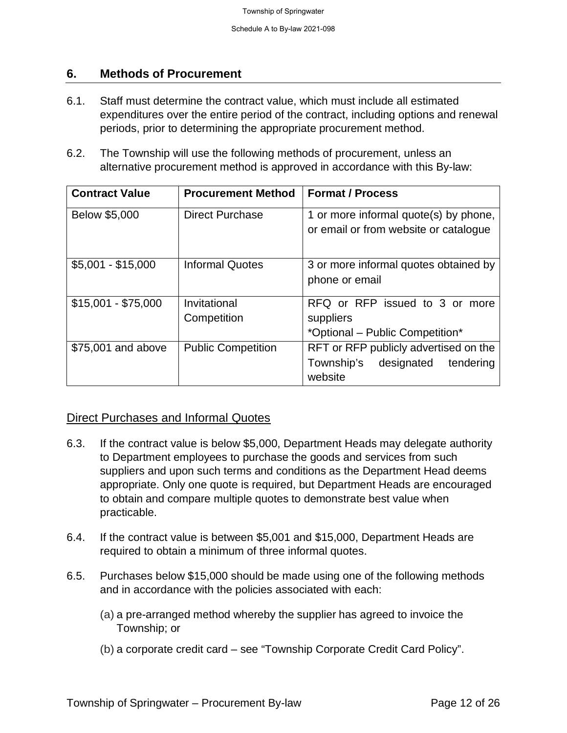## 6. Methods of Procurement

6.1. Staff must determine the contract value, which must include all estimated expenditures over the entire period of the contract, including options and renewal periods, prior to determining the appropriate procurement method.

6.2. The Township will use the following methods of procurement, unless an alternative procurement method is approved in accordance with this By-law:

| Contract Value | Procurement Method | Format / Process |
|---|---|---|
| Below $5,000 | Direct Purchase | 1 or more informal quote(s) by phone, or email or from website or catalogue |
| $5,001 - $15,000 | Informal Quotes | 3 or more informal quotes obtained by phone or email |
| $15,001 - $75,000 | Invitational Competition | RFQ or RFP issued to 3 or more suppliers *Optional – Public Competition* |
| $75,001 and above | Public Competition | RFT or RFP publicly advertised on the Township's designated tendering website |

### Direct Purchases and Informal Quotes

6.3. If the contract value is below $5,000, Department Heads may delegate authority to Department employees to purchase the goods and services from such suppliers and upon such terms and conditions as the Department Head deems appropriate. Only one quote is required, but Department Heads are encouraged to obtain and compare multiple quotes to demonstrate best value when practicable.

6.4. If the contract value is between $5,001 and $15,000, Department Heads are required to obtain a minimum of three informal quotes.

6.5. Purchases below $15,000 should be made using one of the following methods and in accordance with the policies associated with each:

(a) a pre-arranged method whereby the supplier has agreed to invoice the Township; or

(b) a corporate credit card – see "Township Corporate Credit Card Policy".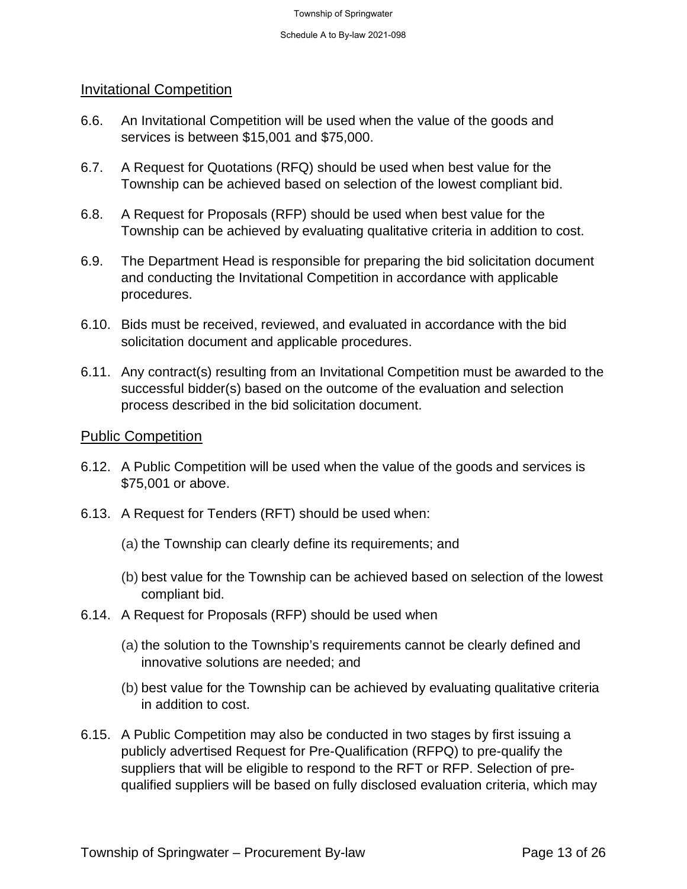## Invitational Competition

6.6. An Invitational Competition will be used when the value of the goods and services is between $15,001 and $75,000.

6.7. A Request for Quotations (RFQ) should be used when best value for the Township can be achieved based on selection of the lowest compliant bid.

6.8. A Request for Proposals (RFP) should be used when best value for the Township can be achieved by evaluating qualitative criteria in addition to cost.

6.9. The Department Head is responsible for preparing the bid solicitation document and conducting the Invitational Competition in accordance with applicable procedures.

6.10. Bids must be received, reviewed, and evaluated in accordance with the bid solicitation document and applicable procedures.

6.11. Any contract(s) resulting from an Invitational Competition must be awarded to the successful bidder(s) based on the outcome of the evaluation and selection process described in the bid solicitation document.

## Public Competition

6.12. A Public Competition will be used when the value of the goods and services is $75,001 or above.

6.13. A Request for Tenders (RFT) should be used when:

(a) the Township can clearly define its requirements; and

(b) best value for the Township can be achieved based on selection of the lowest compliant bid.

6.14. A Request for Proposals (RFP) should be used when

(a) the solution to the Township's requirements cannot be clearly defined and innovative solutions are needed; and

(b) best value for the Township can be achieved by evaluating qualitative criteria in addition to cost.

6.15. A Public Competition may also be conducted in two stages by first issuing a publicly advertised Request for Pre-Qualification (RFPQ) to pre-qualify the suppliers that will be eligible to respond to the RFT or RFP. Selection of pre-qualified suppliers will be based on fully disclosed evaluation criteria, which may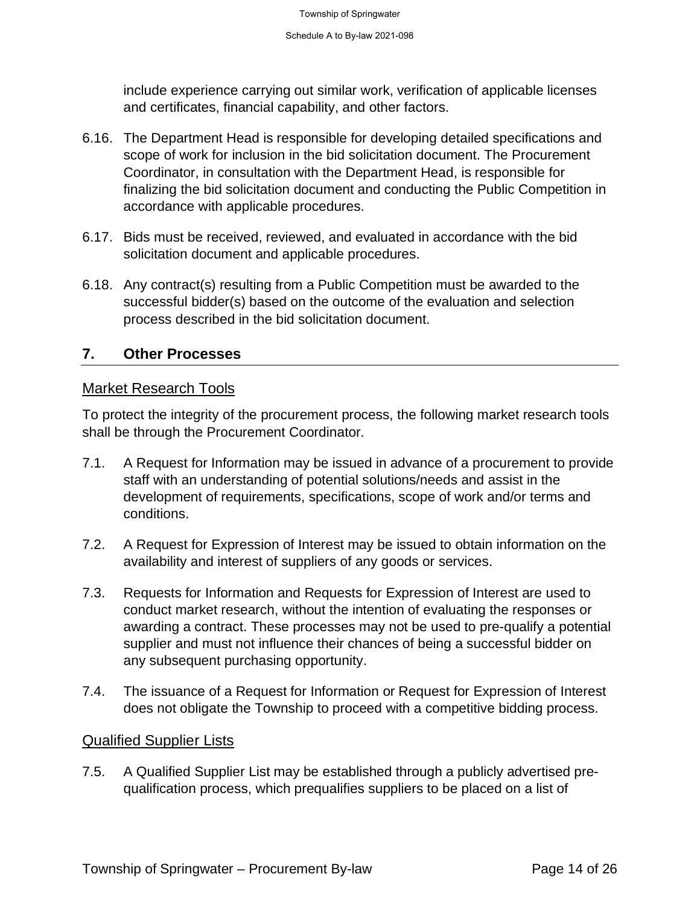include experience carrying out similar work, verification of applicable licenses and certificates, financial capability, and other factors.

6.16. The Department Head is responsible for developing detailed specifications and scope of work for inclusion in the bid solicitation document. The Procurement Coordinator, in consultation with the Department Head, is responsible for finalizing the bid solicitation document and conducting the Public Competition in accordance with applicable procedures.

6.17. Bids must be received, reviewed, and evaluated in accordance with the bid solicitation document and applicable procedures.

6.18. Any contract(s) resulting from a Public Competition must be awarded to the successful bidder(s) based on the outcome of the evaluation and selection process described in the bid solicitation document.

## 7. Other Processes

### Market Research Tools

To protect the integrity of the procurement process, the following market research tools shall be through the Procurement Coordinator.

7.1. A Request for Information may be issued in advance of a procurement to provide staff with an understanding of potential solutions/needs and assist in the development of requirements, specifications, scope of work and/or terms and conditions.

7.2. A Request for Expression of Interest may be issued to obtain information on the availability and interest of suppliers of any goods or services.

7.3. Requests for Information and Requests for Expression of Interest are used to conduct market research, without the intention of evaluating the responses or awarding a contract. These processes may not be used to pre-qualify a potential supplier and must not influence their chances of being a successful bidder on any subsequent purchasing opportunity.

7.4. The issuance of a Request for Information or Request for Expression of Interest does not obligate the Township to proceed with a competitive bidding process.

### Qualified Supplier Lists

7.5. A Qualified Supplier List may be established through a publicly advertised pre-qualification process, which prequalifies suppliers to be placed on a list of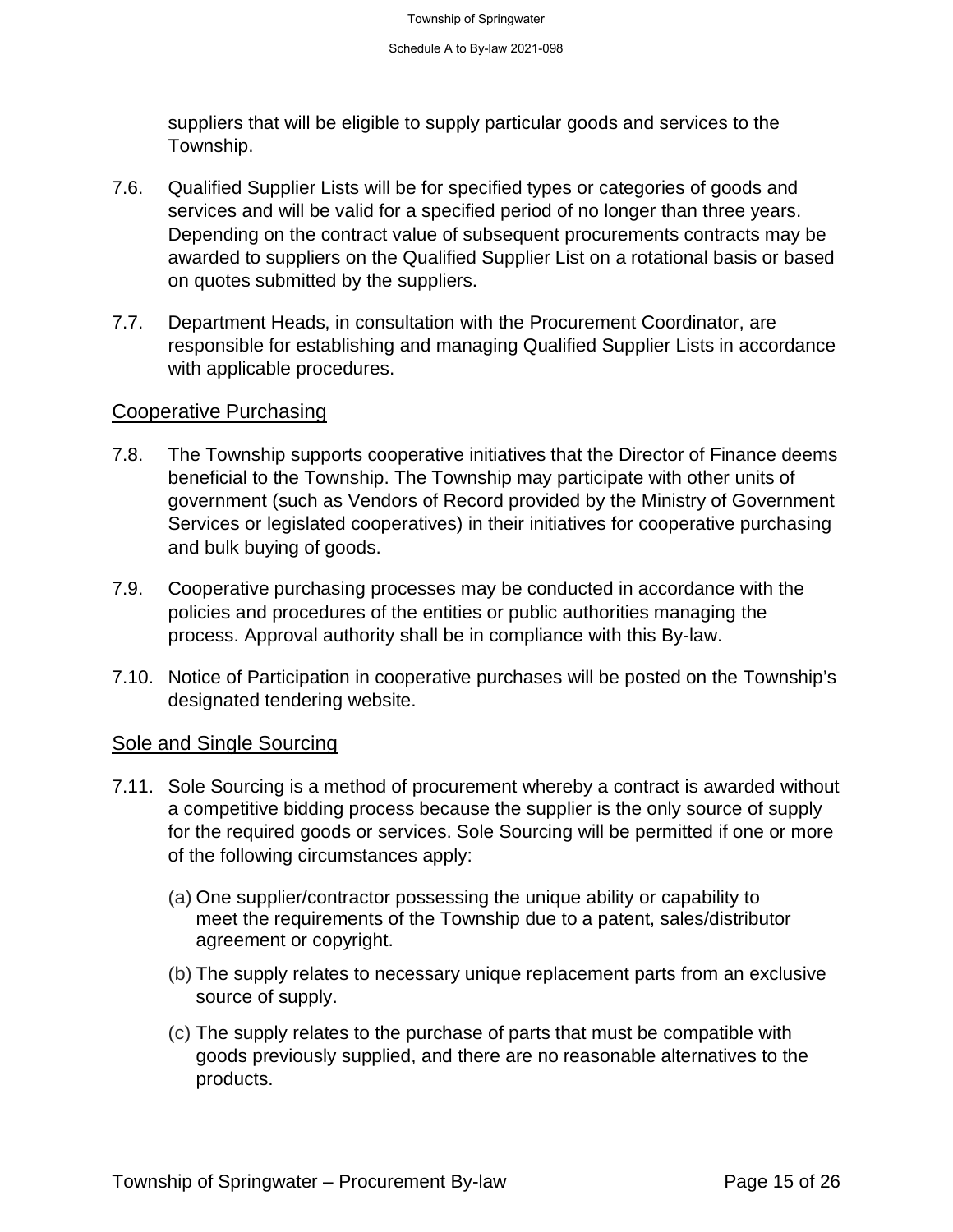suppliers that will be eligible to supply particular goods and services to the Township.

7.6. Qualified Supplier Lists will be for specified types or categories of goods and services and will be valid for a specified period of no longer than three years. Depending on the contract value of subsequent procurements contracts may be awarded to suppliers on the Qualified Supplier List on a rotational basis or based on quotes submitted by the suppliers.

7.7. Department Heads, in consultation with the Procurement Coordinator, are responsible for establishing and managing Qualified Supplier Lists in accordance with applicable procedures.

## Cooperative Purchasing

7.8. The Township supports cooperative initiatives that the Director of Finance deems beneficial to the Township. The Township may participate with other units of government (such as Vendors of Record provided by the Ministry of Government Services or legislated cooperatives) in their initiatives for cooperative purchasing and bulk buying of goods.

7.9. Cooperative purchasing processes may be conducted in accordance with the policies and procedures of the entities or public authorities managing the process. Approval authority shall be in compliance with this By-law.

7.10. Notice of Participation in cooperative purchases will be posted on the Township's designated tendering website.

## Sole and Single Sourcing

7.11. Sole Sourcing is a method of procurement whereby a contract is awarded without a competitive bidding process because the supplier is the only source of supply for the required goods or services. Sole Sourcing will be permitted if one or more of the following circumstances apply:

(a) One supplier/contractor possessing the unique ability or capability to meet the requirements of the Township due to a patent, sales/distributor agreement or copyright.

(b) The supply relates to necessary unique replacement parts from an exclusive source of supply.

(c) The supply relates to the purchase of parts that must be compatible with goods previously supplied, and there are no reasonable alternatives to the products.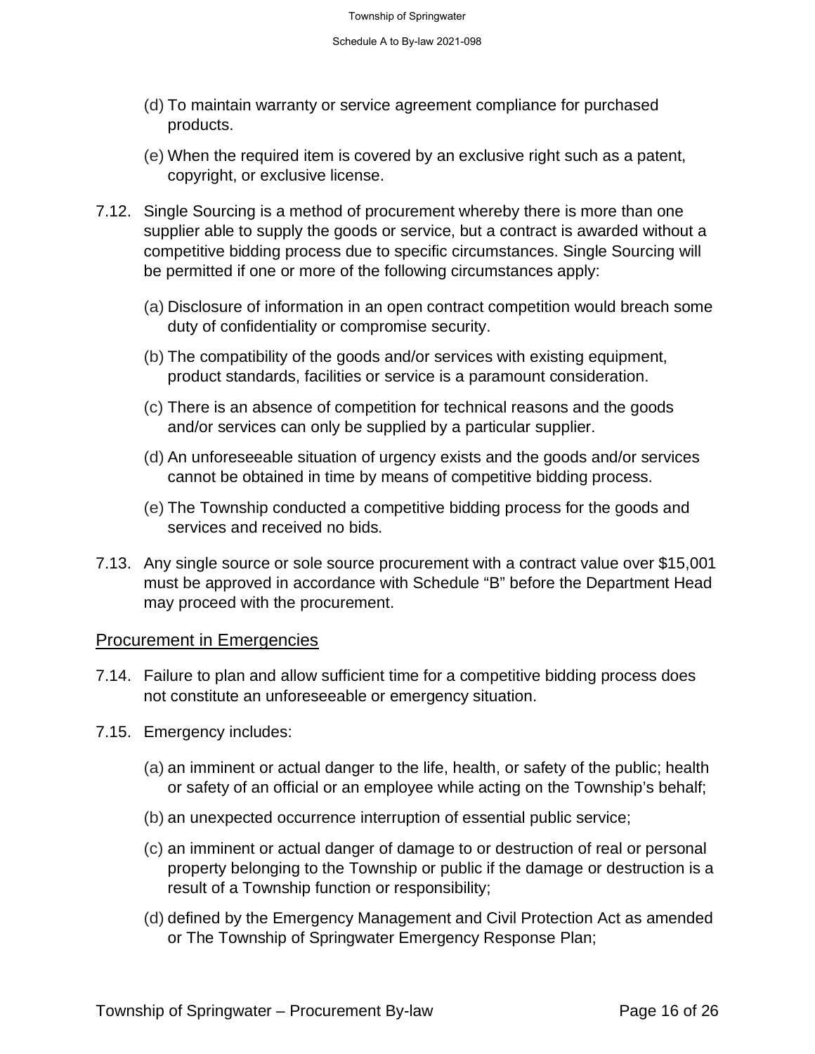(d) To maintain warranty or service agreement compliance for purchased products.

(e) When the required item is covered by an exclusive right such as a patent, copyright, or exclusive license.

7.12. Single Sourcing is a method of procurement whereby there is more than one supplier able to supply the goods or service, but a contract is awarded without a competitive bidding process due to specific circumstances. Single Sourcing will be permitted if one or more of the following circumstances apply:

(a) Disclosure of information in an open contract competition would breach some duty of confidentiality or compromise security.

(b) The compatibility of the goods and/or services with existing equipment, product standards, facilities or service is a paramount consideration.

(c) There is an absence of competition for technical reasons and the goods and/or services can only be supplied by a particular supplier.

(d) An unforeseeable situation of urgency exists and the goods and/or services cannot be obtained in time by means of competitive bidding process.

(e) The Township conducted a competitive bidding process for the goods and services and received no bids.

7.13. Any single source or sole source procurement with a contract value over $15,001 must be approved in accordance with Schedule “B” before the Department Head may proceed with the procurement.

## Procurement in Emergencies

7.14. Failure to plan and allow sufficient time for a competitive bidding process does not constitute an unforeseeable or emergency situation.

7.15. Emergency includes:

(a) an imminent or actual danger to the life, health, or safety of the public; health or safety of an official or an employee while acting on the Township’s behalf;

(b) an unexpected occurrence interruption of essential public service;

(c) an imminent or actual danger of damage to or destruction of real or personal property belonging to the Township or public if the damage or destruction is a result of a Township function or responsibility;

(d) defined by the Emergency Management and Civil Protection Act as amended or The Township of Springwater Emergency Response Plan;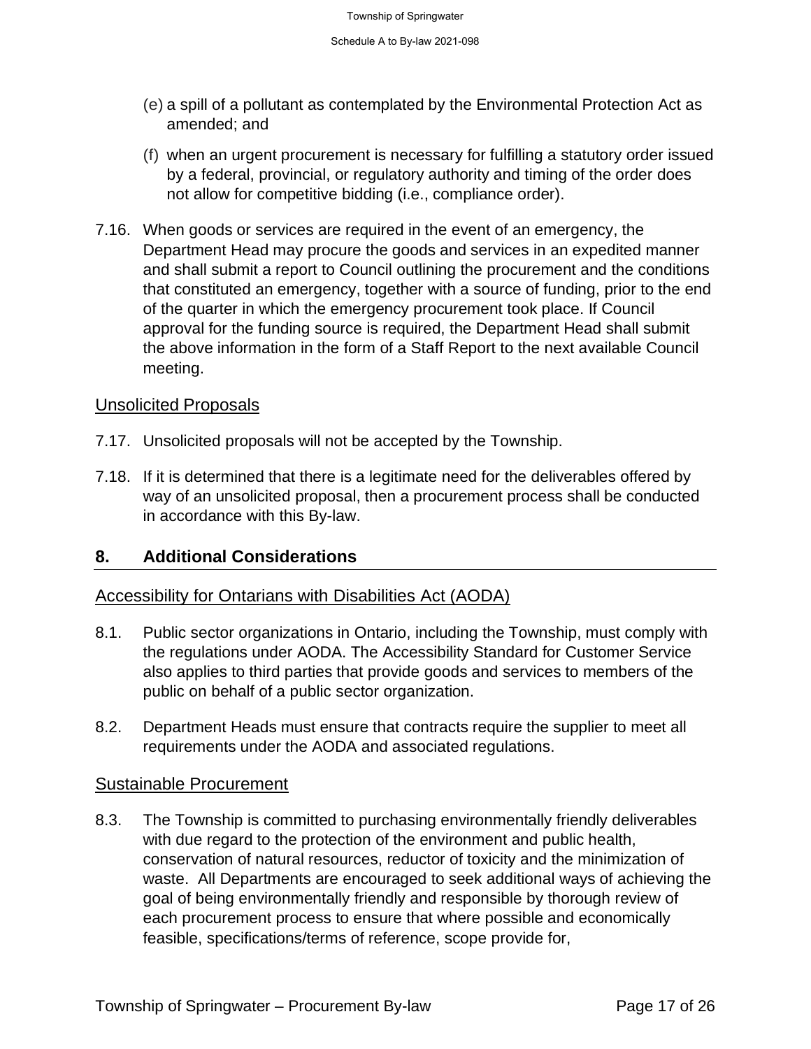(e) a spill of a pollutant as contemplated by the Environmental Protection Act as amended; and

(f) when an urgent procurement is necessary for fulfilling a statutory order issued by a federal, provincial, or regulatory authority and timing of the order does not allow for competitive bidding (i.e., compliance order).

7.16. When goods or services are required in the event of an emergency, the Department Head may procure the goods and services in an expedited manner and shall submit a report to Council outlining the procurement and the conditions that constituted an emergency, together with a source of funding, prior to the end of the quarter in which the emergency procurement took place. If Council approval for the funding source is required, the Department Head shall submit the above information in the form of a Staff Report to the next available Council meeting.

### Unsolicited Proposals

7.17. Unsolicited proposals will not be accepted by the Township.

7.18. If it is determined that there is a legitimate need for the deliverables offered by way of an unsolicited proposal, then a procurement process shall be conducted in accordance with this By-law.

## 8. Additional Considerations

### Accessibility for Ontarians with Disabilities Act (AODA)

8.1. Public sector organizations in Ontario, including the Township, must comply with the regulations under AODA. The Accessibility Standard for Customer Service also applies to third parties that provide goods and services to members of the public on behalf of a public sector organization.

8.2. Department Heads must ensure that contracts require the supplier to meet all requirements under the AODA and associated regulations.

### Sustainable Procurement

8.3. The Township is committed to purchasing environmentally friendly deliverables with due regard to the protection of the environment and public health, conservation of natural resources, reductor of toxicity and the minimization of waste. All Departments are encouraged to seek additional ways of achieving the goal of being environmentally friendly and responsible by thorough review of each procurement process to ensure that where possible and economically feasible, specifications/terms of reference, scope provide for,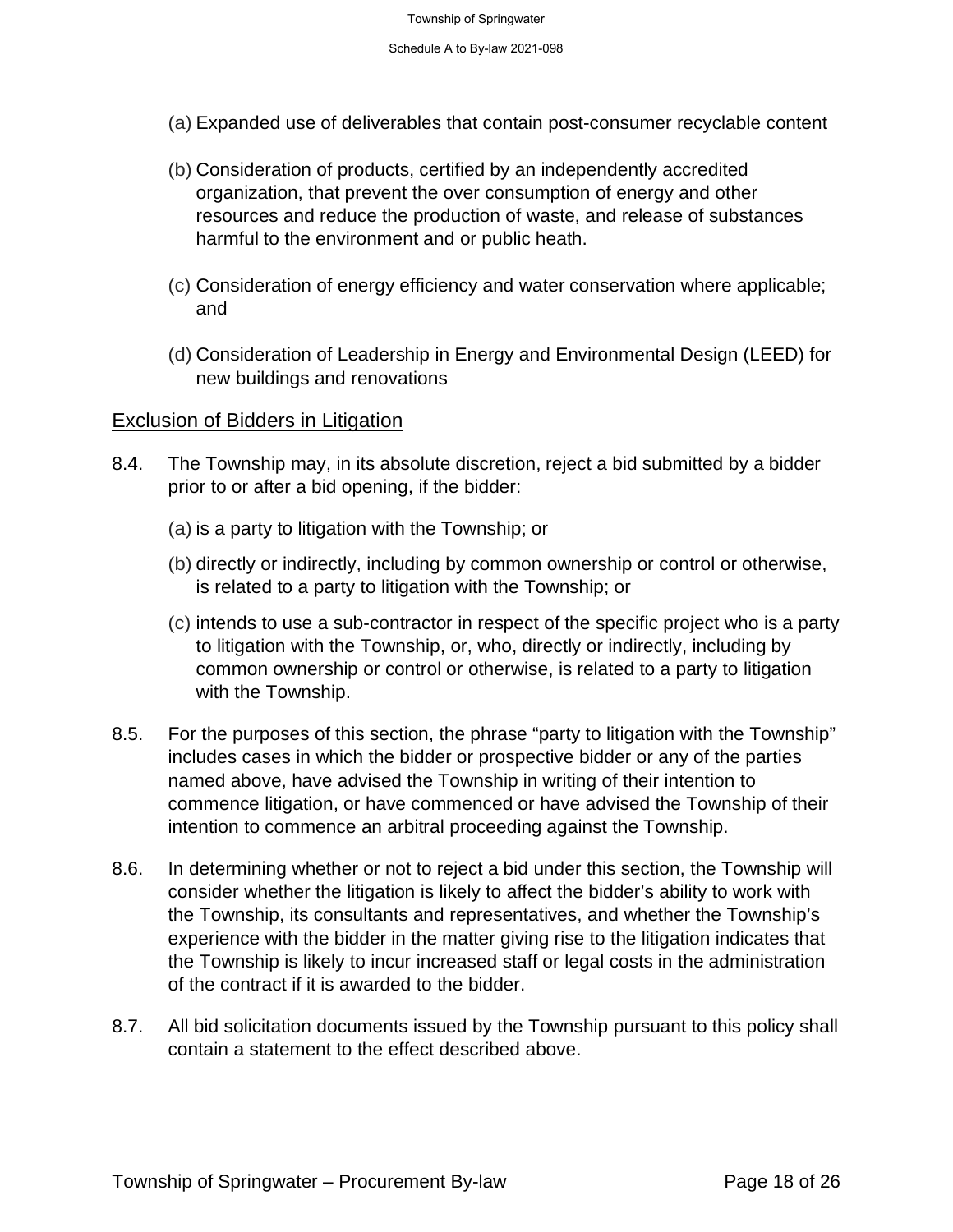(a) Expanded use of deliverables that contain post-consumer recyclable content

(b) Consideration of products, certified by an independently accredited organization, that prevent the over consumption of energy and other resources and reduce the production of waste, and release of substances harmful to the environment and or public heath.

(c) Consideration of energy efficiency and water conservation where applicable; and

(d) Consideration of Leadership in Energy and Environmental Design (LEED) for new buildings and renovations

## Exclusion of Bidders in Litigation

8.4. The Township may, in its absolute discretion, reject a bid submitted by a bidder prior to or after a bid opening, if the bidder:

(a) is a party to litigation with the Township; or

(b) directly or indirectly, including by common ownership or control or otherwise, is related to a party to litigation with the Township; or

(c) intends to use a sub-contractor in respect of the specific project who is a party to litigation with the Township, or, who, directly or indirectly, including by common ownership or control or otherwise, is related to a party to litigation with the Township.

8.5. For the purposes of this section, the phrase "party to litigation with the Township" includes cases in which the bidder or prospective bidder or any of the parties named above, have advised the Township in writing of their intention to commence litigation, or have commenced or have advised the Township of their intention to commence an arbitral proceeding against the Township.

8.6. In determining whether or not to reject a bid under this section, the Township will consider whether the litigation is likely to affect the bidder's ability to work with the Township, its consultants and representatives, and whether the Township's experience with the bidder in the matter giving rise to the litigation indicates that the Township is likely to incur increased staff or legal costs in the administration of the contract if it is awarded to the bidder.

8.7. All bid solicitation documents issued by the Township pursuant to this policy shall contain a statement to the effect described above.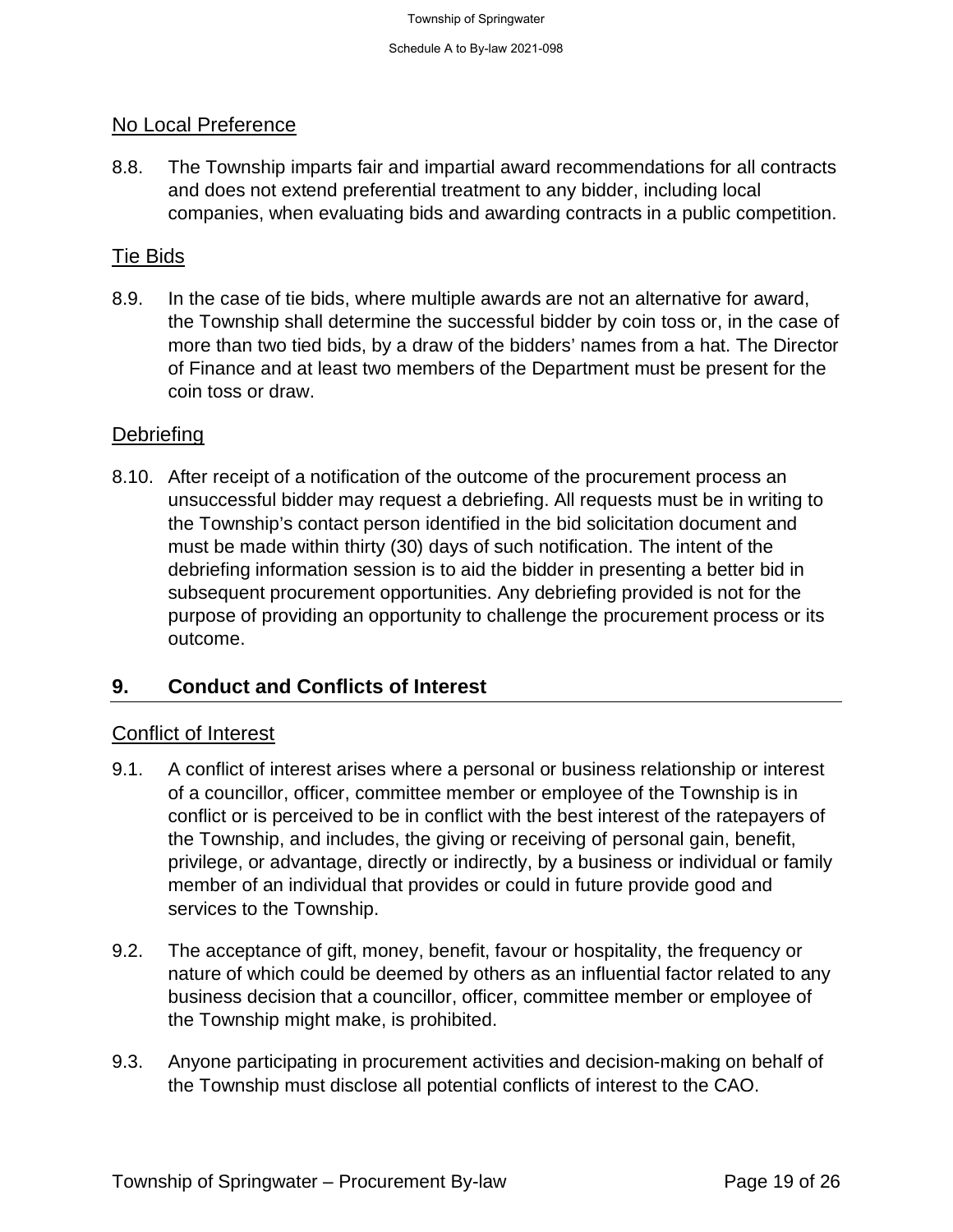### No Local Preference

8.8. The Township imparts fair and impartial award recommendations for all contracts and does not extend preferential treatment to any bidder, including local companies, when evaluating bids and awarding contracts in a public competition.

### Tie Bids

8.9. In the case of tie bids, where multiple awards are not an alternative for award, the Township shall determine the successful bidder by coin toss or, in the case of more than two tied bids, by a draw of the bidders' names from a hat. The Director of Finance and at least two members of the Department must be present for the coin toss or draw.

### Debriefing

8.10. After receipt of a notification of the outcome of the procurement process an unsuccessful bidder may request a debriefing. All requests must be in writing to the Township's contact person identified in the bid solicitation document and must be made within thirty (30) days of such notification. The intent of the debriefing information session is to aid the bidder in presenting a better bid in subsequent procurement opportunities. Any debriefing provided is not for the purpose of providing an opportunity to challenge the procurement process or its outcome.

## 9. Conduct and Conflicts of Interest

### Conflict of Interest

9.1. A conflict of interest arises where a personal or business relationship or interest of a councillor, officer, committee member or employee of the Township is in conflict or is perceived to be in conflict with the best interest of the ratepayers of the Township, and includes, the giving or receiving of personal gain, benefit, privilege, or advantage, directly or indirectly, by a business or individual or family member of an individual that provides or could in future provide good and services to the Township.

9.2. The acceptance of gift, money, benefit, favour or hospitality, the frequency or nature of which could be deemed by others as an influential factor related to any business decision that a councillor, officer, committee member or employee of the Township might make, is prohibited.

9.3. Anyone participating in procurement activities and decision-making on behalf of the Township must disclose all potential conflicts of interest to the CAO.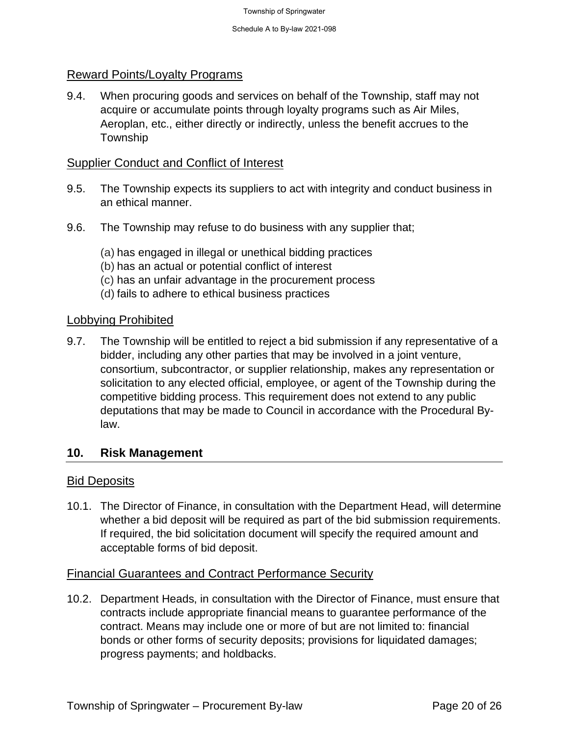### Reward Points/Loyalty Programs

9.4. When procuring goods and services on behalf of the Township, staff may not acquire or accumulate points through loyalty programs such as Air Miles, Aeroplan, etc., either directly or indirectly, unless the benefit accrues to the Township

### Supplier Conduct and Conflict of Interest

9.5. The Township expects its suppliers to act with integrity and conduct business in an ethical manner.

9.6. The Township may refuse to do business with any supplier that;

(a) has engaged in illegal or unethical bidding practices
(b) has an actual or potential conflict of interest
(c) has an unfair advantage in the procurement process
(d) fails to adhere to ethical business practices

### Lobbying Prohibited

9.7. The Township will be entitled to reject a bid submission if any representative of a bidder, including any other parties that may be involved in a joint venture, consortium, subcontractor, or supplier relationship, makes any representation or solicitation to any elected official, employee, or agent of the Township during the competitive bidding process. This requirement does not extend to any public deputations that may be made to Council in accordance with the Procedural By-law.

## 10. Risk Management

### Bid Deposits

10.1. The Director of Finance, in consultation with the Department Head, will determine whether a bid deposit will be required as part of the bid submission requirements. If required, the bid solicitation document will specify the required amount and acceptable forms of bid deposit.

### Financial Guarantees and Contract Performance Security

10.2. Department Heads, in consultation with the Director of Finance, must ensure that contracts include appropriate financial means to guarantee performance of the contract. Means may include one or more of but are not limited to: financial bonds or other forms of security deposits; provisions for liquidated damages; progress payments; and holdbacks.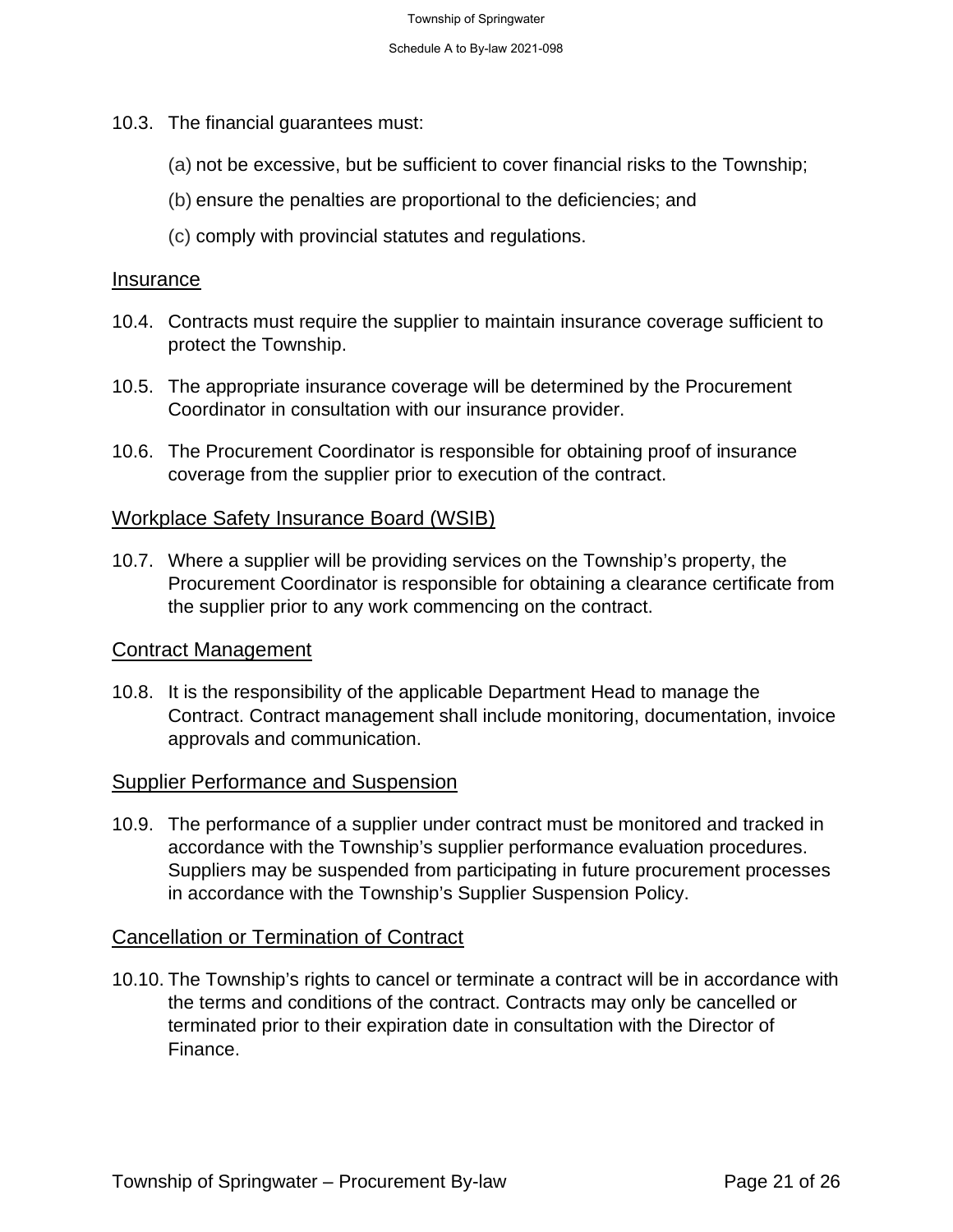10.3. The financial guarantees must:

(a) not be excessive, but be sufficient to cover financial risks to the Township;

(b) ensure the penalties are proportional to the deficiencies; and

(c) comply with provincial statutes and regulations.

## Insurance

10.4. Contracts must require the supplier to maintain insurance coverage sufficient to protect the Township.

10.5. The appropriate insurance coverage will be determined by the Procurement Coordinator in consultation with our insurance provider.

10.6. The Procurement Coordinator is responsible for obtaining proof of insurance coverage from the supplier prior to execution of the contract.

## Workplace Safety Insurance Board (WSIB)

10.7. Where a supplier will be providing services on the Township's property, the Procurement Coordinator is responsible for obtaining a clearance certificate from the supplier prior to any work commencing on the contract.

## Contract Management

10.8. It is the responsibility of the applicable Department Head to manage the Contract. Contract management shall include monitoring, documentation, invoice approvals and communication.

## Supplier Performance and Suspension

10.9. The performance of a supplier under contract must be monitored and tracked in accordance with the Township's supplier performance evaluation procedures. Suppliers may be suspended from participating in future procurement processes in accordance with the Township's Supplier Suspension Policy.

## Cancellation or Termination of Contract

10.10. The Township's rights to cancel or terminate a contract will be in accordance with the terms and conditions of the contract. Contracts may only be cancelled or terminated prior to their expiration date in consultation with the Director of Finance.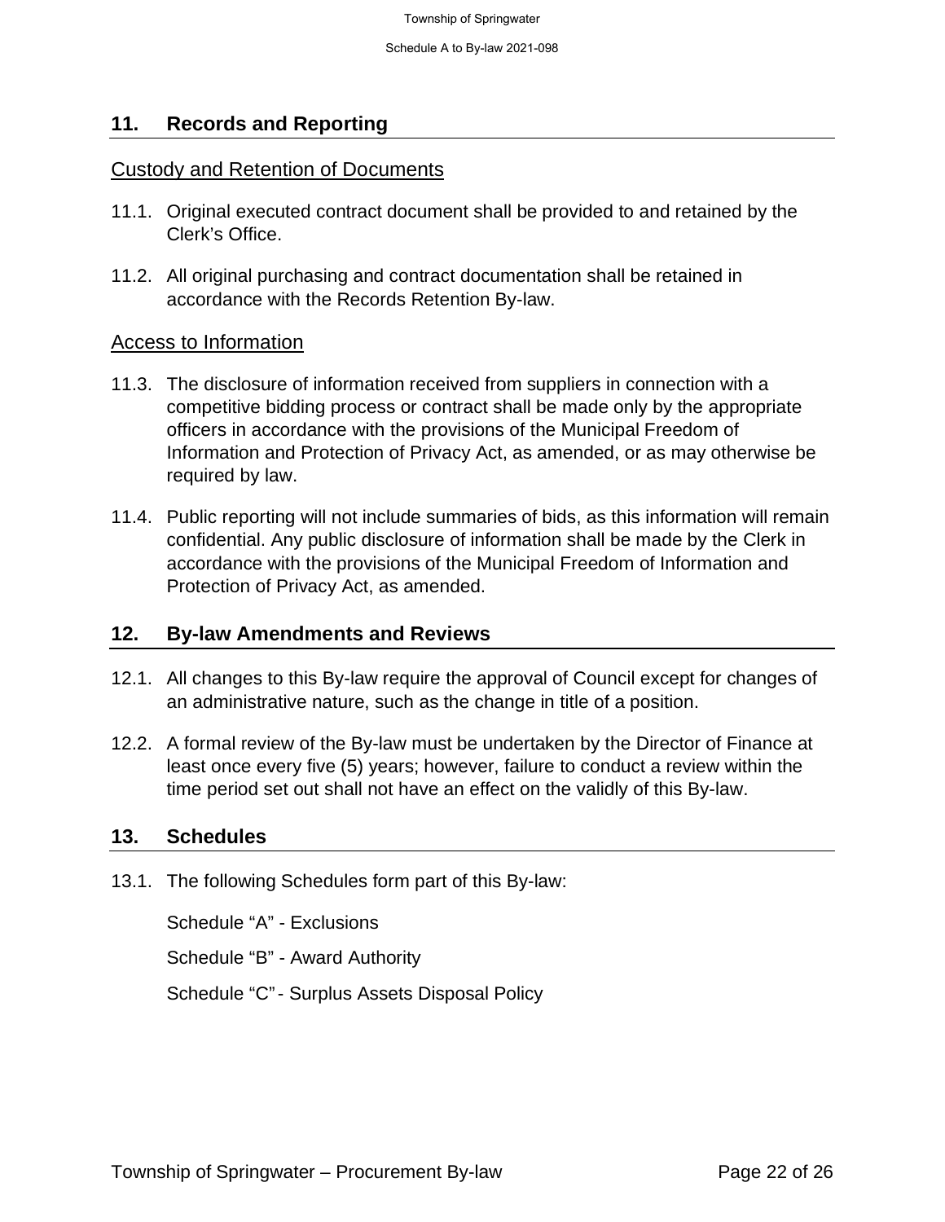## 11. Records and Reporting

### Custody and Retention of Documents

11.1. Original executed contract document shall be provided to and retained by the Clerk's Office.

11.2. All original purchasing and contract documentation shall be retained in accordance with the Records Retention By-law.

### Access to Information

11.3. The disclosure of information received from suppliers in connection with a competitive bidding process or contract shall be made only by the appropriate officers in accordance with the provisions of the Municipal Freedom of Information and Protection of Privacy Act, as amended, or as may otherwise be required by law.

11.4. Public reporting will not include summaries of bids, as this information will remain confidential. Any public disclosure of information shall be made by the Clerk in accordance with the provisions of the Municipal Freedom of Information and Protection of Privacy Act, as amended.

## 12. By-law Amendments and Reviews

12.1. All changes to this By-law require the approval of Council except for changes of an administrative nature, such as the change in title of a position.

12.2. A formal review of the By-law must be undertaken by the Director of Finance at least once every five (5) years; however, failure to conduct a review within the time period set out shall not have an effect on the validly of this By-law.

## 13. Schedules

13.1. The following Schedules form part of this By-law:

Schedule "A" - Exclusions

Schedule "B" - Award Authority

Schedule "C" - Surplus Assets Disposal Policy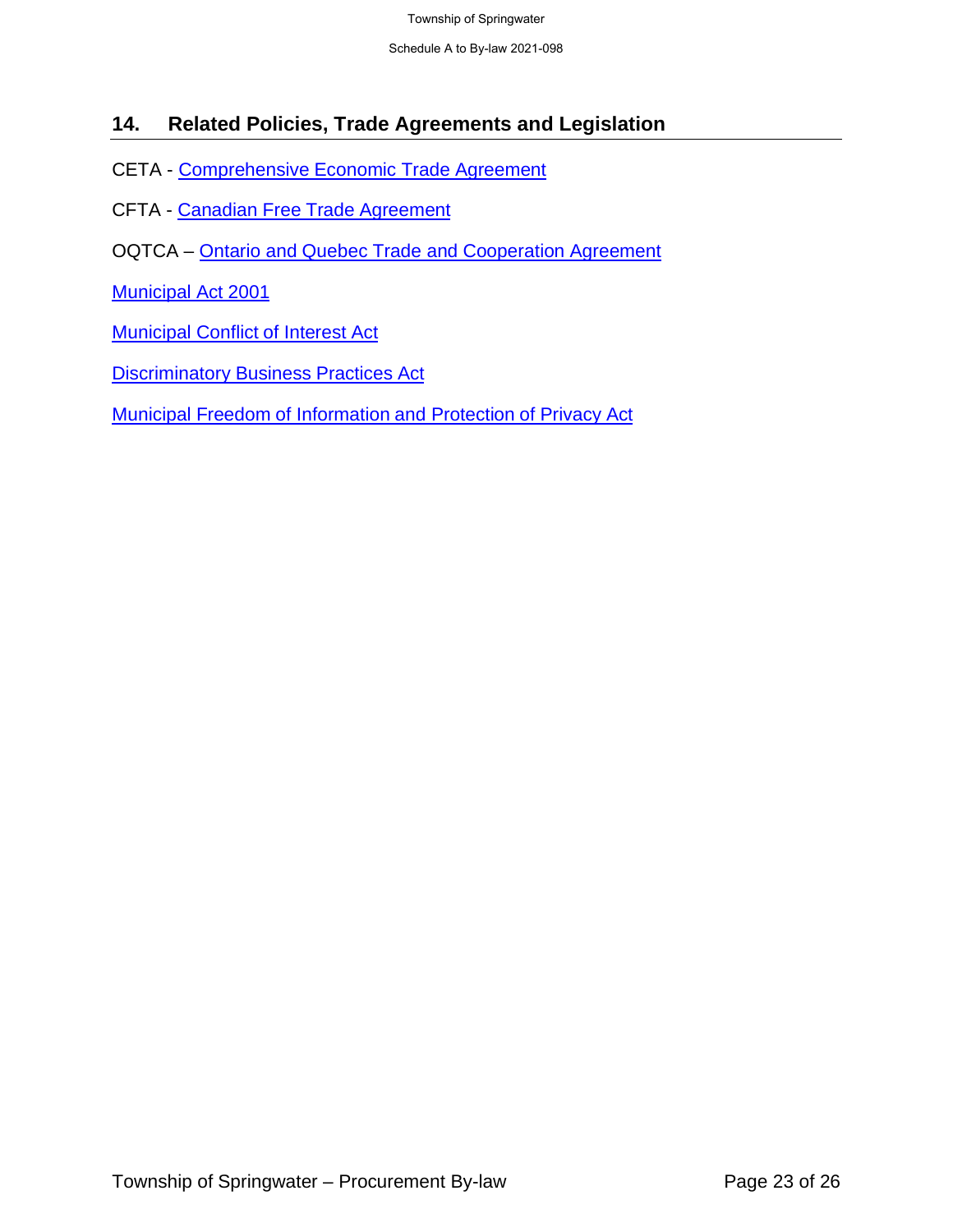## 14. Related Policies, Trade Agreements and Legislation

CETA - Comprehensive Economic Trade Agreement

CFTA - Canadian Free Trade Agreement

OQTCA – Ontario and Quebec Trade and Cooperation Agreement

Municipal Act 2001

Municipal Conflict of Interest Act

Discriminatory Business Practices Act

Municipal Freedom of Information and Protection of Privacy Act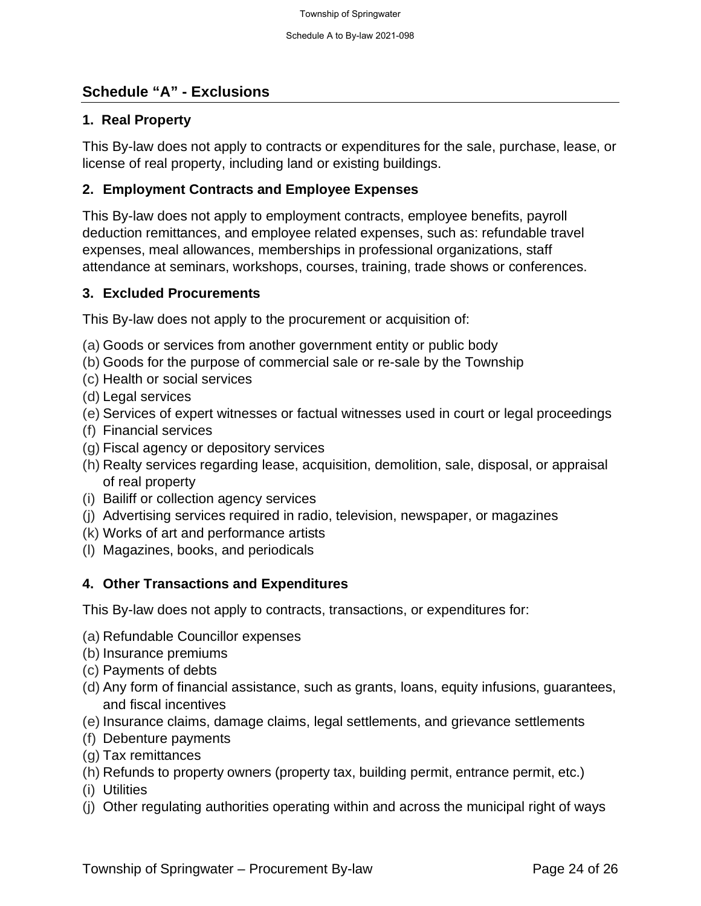## Schedule “A” - Exclusions

### 1. Real Property

This By-law does not apply to contracts or expenditures for the sale, purchase, lease, or license of real property, including land or existing buildings.

### 2. Employment Contracts and Employee Expenses

This By-law does not apply to employment contracts, employee benefits, payroll deduction remittances, and employee related expenses, such as: refundable travel expenses, meal allowances, memberships in professional organizations, staff attendance at seminars, workshops, courses, training, trade shows or conferences.

### 3. Excluded Procurements

This By-law does not apply to the procurement or acquisition of:

(a) Goods or services from another government entity or public body
(b) Goods for the purpose of commercial sale or re-sale by the Township
(c) Health or social services
(d) Legal services
(e) Services of expert witnesses or factual witnesses used in court or legal proceedings
(f) Financial services
(g) Fiscal agency or depository services
(h) Realty services regarding lease, acquisition, demolition, sale, disposal, or appraisal of real property
(i) Bailiff or collection agency services
(j) Advertising services required in radio, television, newspaper, or magazines
(k) Works of art and performance artists
(l) Magazines, books, and periodicals

### 4. Other Transactions and Expenditures

This By-law does not apply to contracts, transactions, or expenditures for:

(a) Refundable Councillor expenses
(b) Insurance premiums
(c) Payments of debts
(d) Any form of financial assistance, such as grants, loans, equity infusions, guarantees, and fiscal incentives
(e) Insurance claims, damage claims, legal settlements, and grievance settlements
(f) Debenture payments
(g) Tax remittances
(h) Refunds to property owners (property tax, building permit, entrance permit, etc.)
(i) Utilities
(j) Other regulating authorities operating within and across the municipal right of ways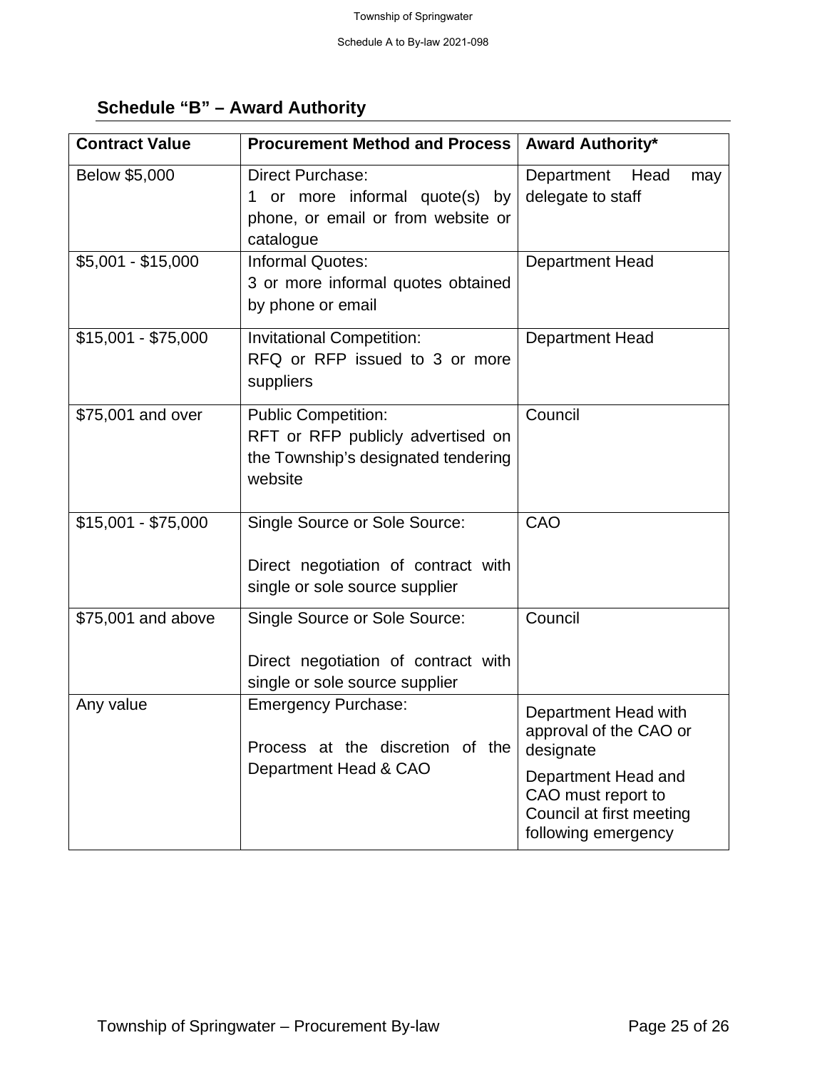## Schedule "B" – Award Authority

| Contract Value | Procurement Method and Process | Award Authority* |
|---|---|---|
| Below $5,000 | Direct Purchase:<br>1 or more informal quote(s) by phone, or email or from website or catalogue | Department Head may delegate to staff |
| $5,001 - $15,000 | Informal Quotes:<br>3 or more informal quotes obtained by phone or email | Department Head |
| $15,001 - $75,000 | Invitational Competition:<br>RFQ or RFP issued to 3 or more suppliers | Department Head |
| $75,001 and over | Public Competition:<br>RFT or RFP publicly advertised on the Township's designated tendering website | Council |
| $15,001 - $75,000 | Single Source or Sole Source:<br><br>Direct negotiation of contract with single or sole source supplier | CAO |
| $75,001 and above | Single Source or Sole Source:<br><br>Direct negotiation of contract with single or sole source supplier | Council |
| Any value | Emergency Purchase:<br><br>Process at the discretion of the Department Head & CAO | Department Head with approval of the CAO or designate<br><br>Department Head and CAO must report to Council at first meeting following emergency |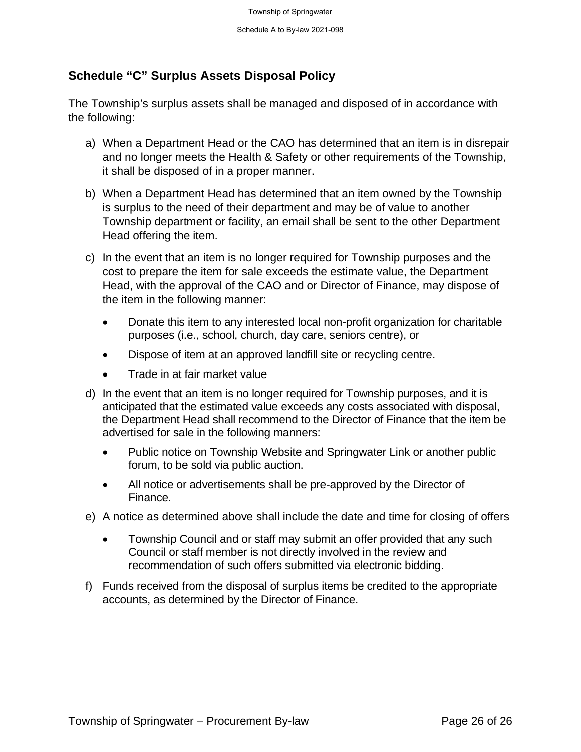## Schedule "C" Surplus Assets Disposal Policy

The Township's surplus assets shall be managed and disposed of in accordance with the following:

a) When a Department Head or the CAO has determined that an item is in disrepair and no longer meets the Health & Safety or other requirements of the Township, it shall be disposed of in a proper manner.

b) When a Department Head has determined that an item owned by the Township is surplus to the need of their department and may be of value to another Township department or facility, an email shall be sent to the other Department Head offering the item.

c) In the event that an item is no longer required for Township purposes and the cost to prepare the item for sale exceeds the estimate value, the Department Head, with the approval of the CAO and or Director of Finance, may dispose of the item in the following manner:

   - Donate this item to any interested local non-profit organization for charitable purposes (i.e., school, church, day care, seniors centre), or
   - Dispose of item at an approved landfill site or recycling centre.
   - Trade in at fair market value

d) In the event that an item is no longer required for Township purposes, and it is anticipated that the estimated value exceeds any costs associated with disposal, the Department Head shall recommend to the Director of Finance that the item be advertised for sale in the following manners:

   - Public notice on Township Website and Springwater Link or another public forum, to be sold via public auction.
   - All notice or advertisements shall be pre-approved by the Director of Finance.

e) A notice as determined above shall include the date and time for closing of offers

   - Township Council and or staff may submit an offer provided that any such Council or staff member is not directly involved in the review and recommendation of such offers submitted via electronic bidding.

f) Funds received from the disposal of surplus items be credited to the appropriate accounts, as determined by the Director of Finance.